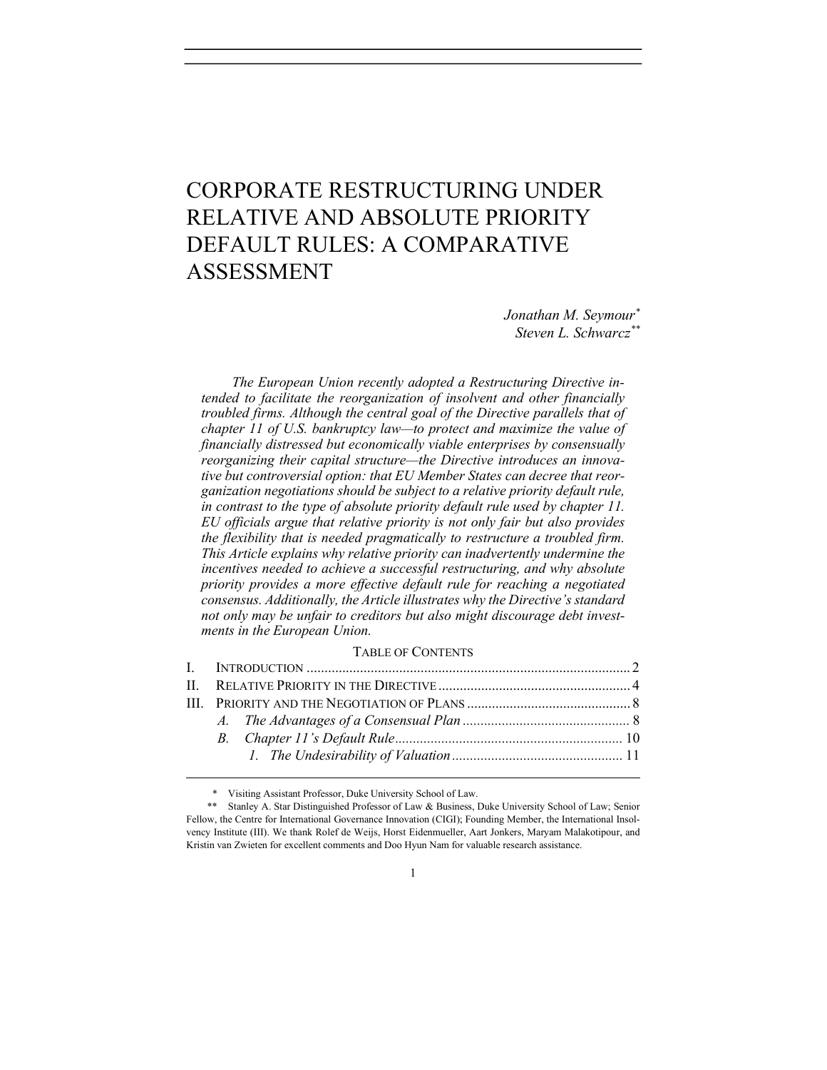# CORPORATE RESTRUCTURING UNDER RELATIVE AND ABSOLUTE PRIORITY DEFAULT RULES: A COMPARATIVE ASSESSMENT

*Jonathan M. Seymour*[*]
*Steven L. Schwarcz*[**]

*The European Union recently adopted a Restructuring Directive intended to facilitate the reorganization of insolvent and other financially troubled firms. Although the central goal of the Directive parallels that of chapter 11 of U.S. bankruptcy law—to protect and maximize the value of financially distressed but economically viable enterprises by consensually reorganizing their capital structure—the Directive introduces an innovative but controversial option: that EU Member States can decree that reorganization negotiations should be subject to a relative priority default rule, in contrast to the type of absolute priority default rule used by chapter 11. EU officials argue that relative priority is not only fair but also provides the flexibility that is needed pragmatically to restructure a troubled firm. This Article explains why relative priority can inadvertently undermine the incentives needed to achieve a successful restructuring, and why absolute priority provides a more effective default rule for reaching a negotiated consensus. Additionally, the Article illustrates why the Directive's standard not only may be unfair to creditors but also might discourage debt investments in the European Union.*

TABLE OF CONTENTS

I. INTRODUCTION .......... 2
II. RELATIVE PRIORITY IN THE DIRECTIVE .......... 4
III. PRIORITY AND THE NEGOTIATION OF PLANS .......... 8
  *A. The Advantages of a Consensual Plan* .......... 8
  *B. Chapter 11's Default Rule* .......... 10
    *1. The Undesirability of Valuation* .......... 11

---

[*] Visiting Assistant Professor, Duke University School of Law.

[**] Stanley A. Star Distinguished Professor of Law & Business, Duke University School of Law; Senior Fellow, the Centre for International Governance Innovation (CIGI); Founding Member, the International Insolvency Institute (III). We thank Rolef de Weijs, Horst Eidenmueller, Aart Jonkers, Maryam Malakotipour, and Kristin van Zwieten for excellent comments and Doo Hyun Nam for valuable research assistance.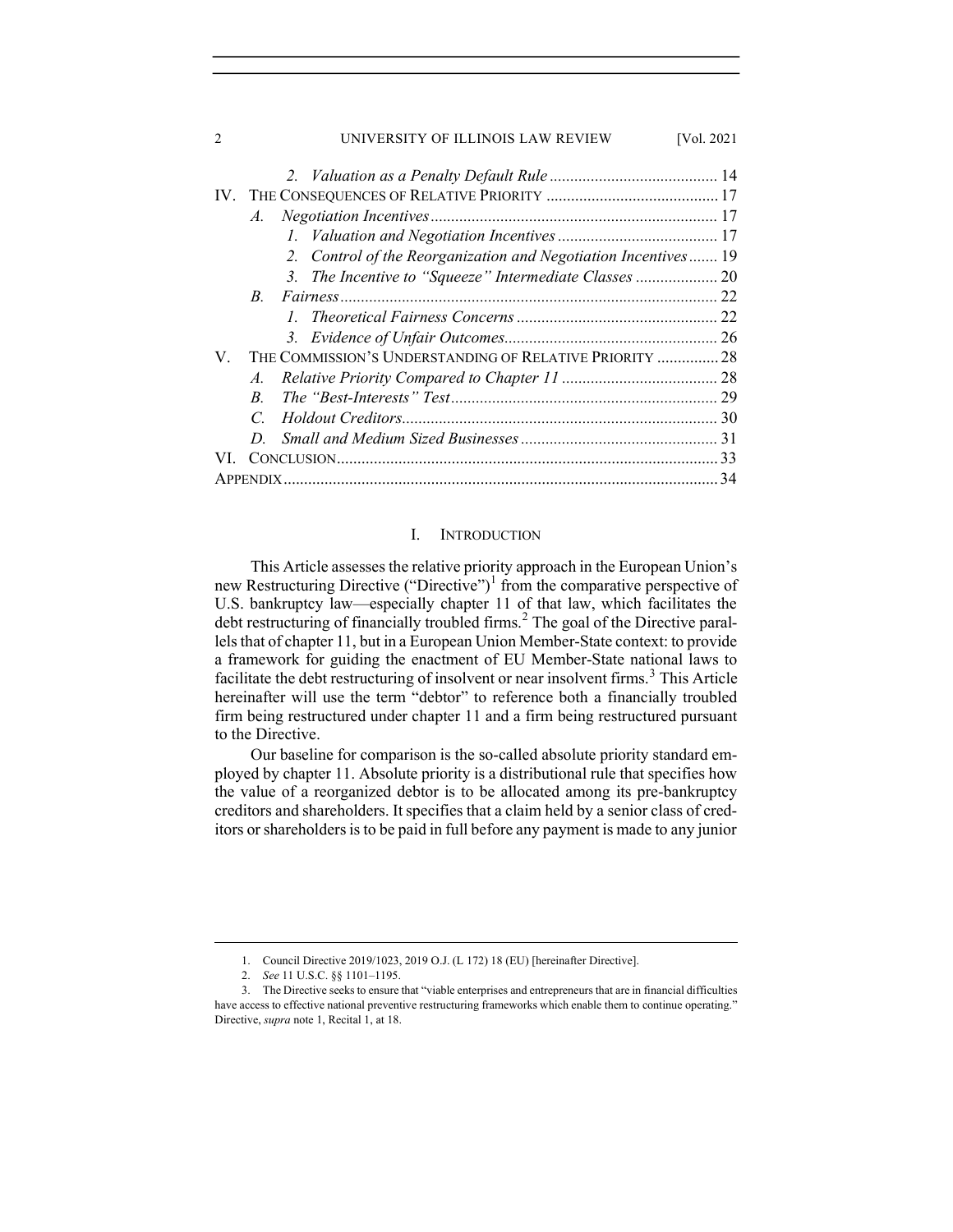2. *Valuation as a Penalty Default Rule* ........................................ 14

IV. THE CONSEQUENCES OF RELATIVE PRIORITY ........................................ 17

A. *Negotiation Incentives* ........................................ 17

1. *Valuation and Negotiation Incentives* ........................................ 17

2. *Control of the Reorganization and Negotiation Incentives* ....... 19

3. *The Incentive to "Squeeze" Intermediate Classes* .................... 20

B. *Fairness* ........................................ 22

1. *Theoretical Fairness Concerns* ........................................ 22

3. *Evidence of Unfair Outcomes* ........................................ 26

V. THE COMMISSION'S UNDERSTANDING OF RELATIVE PRIORITY ............... 28

A. *Relative Priority Compared to Chapter 11* ........................................ 28

B. *The "Best-Interests" Test* ........................................ 29

C. *Holdout Creditors* ........................................ 30

D. *Small and Medium Sized Businesses* ........................................ 31

VI. CONCLUSION ........................................ 33

APPENDIX ........................................ 34

# I. INTRODUCTION

This Article assesses the relative priority approach in the European Union's new Restructuring Directive ("Directive")[1] from the comparative perspective of U.S. bankruptcy law—especially chapter 11 of that law, which facilitates the debt restructuring of financially troubled firms.[2] The goal of the Directive parallels that of chapter 11, but in a European Union Member-State context: to provide a framework for guiding the enactment of EU Member-State national laws to facilitate the debt restructuring of insolvent or near insolvent firms.[3] This Article hereinafter will use the term "debtor" to reference both a financially troubled firm being restructured under chapter 11 and a firm being restructured pursuant to the Directive.

Our baseline for comparison is the so-called absolute priority standard employed by chapter 11. Absolute priority is a distributional rule that specifies how the value of a reorganized debtor is to be allocated among its pre-bankruptcy creditors and shareholders. It specifies that a claim held by a senior class of creditors or shareholders is to be paid in full before any payment is made to any junior

---

1. Council Directive 2019/1023, 2019 O.J. (L 172) 18 (EU) [hereinafter Directive].

2. *See* 11 U.S.C. §§ 1101–1195.

3. The Directive seeks to ensure that "viable enterprises and entrepreneurs that are in financial difficulties have access to effective national preventive restructuring frameworks which enable them to continue operating." Directive, *supra* note 1, Recital 1, at 18.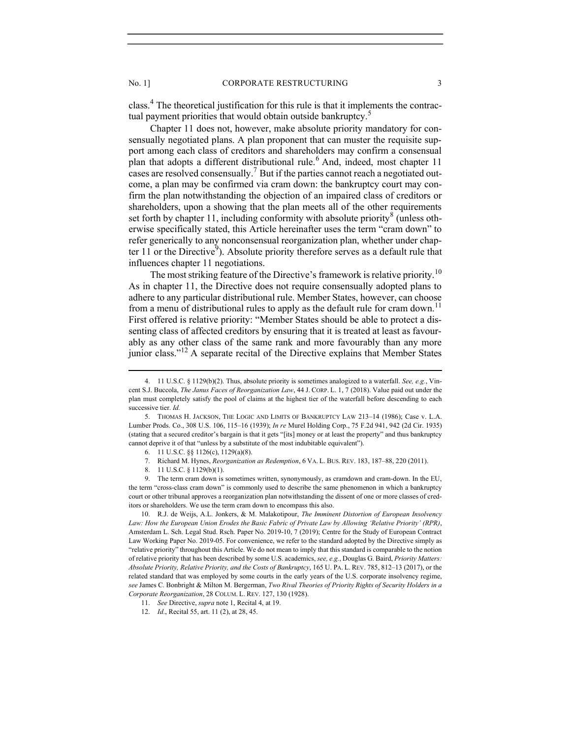class.[4] The theoretical justification for this rule is that it implements the contractual payment priorities that would obtain outside bankruptcy.[5]

Chapter 11 does not, however, make absolute priority mandatory for consensually negotiated plans. A plan proponent that can muster the requisite support among each class of creditors and shareholders may confirm a consensual plan that adopts a different distributional rule.[6] And, indeed, most chapter 11 cases are resolved consensually.[7] But if the parties cannot reach a negotiated outcome, a plan may be confirmed via cram down: the bankruptcy court may confirm the plan notwithstanding the objection of an impaired class of creditors or shareholders, upon a showing that the plan meets all of the other requirements set forth by chapter 11, including conformity with absolute priority[8] (unless otherwise specifically stated, this Article hereinafter uses the term "cram down" to refer generically to any nonconsensual reorganization plan, whether under chapter 11 or the Directive[9]). Absolute priority therefore serves as a default rule that influences chapter 11 negotiations.

The most striking feature of the Directive's framework is relative priority.[10] As in chapter 11, the Directive does not require consensually adopted plans to adhere to any particular distributional rule. Member States, however, can choose from a menu of distributional rules to apply as the default rule for cram down.[11] First offered is relative priority: "Member States should be able to protect a dissenting class of affected creditors by ensuring that it is treated at least as favourably as any other class of the same rank and more favourably than any more junior class."[12] A separate recital of the Directive explains that Member States

---

4. 11 U.S.C. § 1129(b)(2). Thus, absolute priority is sometimes analogized to a waterfall. *See, e.g.*, Vincent S.J. Buccola, *The Janus Faces of Reorganization Law*, 44 J. CORP. L. 1, 7 (2018). Value paid out under the plan must completely satisfy the pool of claims at the highest tier of the waterfall before descending to each successive tier. *Id.*

5. THOMAS H. JACKSON, THE LOGIC AND LIMITS OF BANKRUPTCY LAW 213–14 (1986); Case v. L.A. Lumber Prods. Co., 308 U.S. 106, 115–16 (1939); *In re* Murel Holding Corp., 75 F.2d 941, 942 (2d Cir. 1935) (stating that a secured creditor's bargain is that it gets "[its] money or at least the property" and thus bankruptcy cannot deprive it of that "unless by a substitute of the most indubitable equivalent").

6. 11 U.S.C. §§ 1126(c), 1129(a)(8).

7. Richard M. Hynes, *Reorganization as Redemption*, 6 VA. L. BUS. REV. 183, 187–88, 220 (2011).

8. 11 U.S.C. § 1129(b)(1).

9. The term cram down is sometimes written, synonymously, as cramdown and cram-down. In the EU, the term "cross-class cram down" is commonly used to describe the same phenomenon in which a bankruptcy court or other tribunal approves a reorganization plan notwithstanding the dissent of one or more classes of creditors or shareholders. We use the term cram down to encompass this also.

10. R.J. de Weijs, A.L. Jonkers, & M. Malakotipour, *The Imminent Distortion of European Insolvency Law: How the European Union Erodes the Basic Fabric of Private Law by Allowing 'Relative Priority' (RPR)*, Amsterdam L. Sch. Legal Stud. Rsch. Paper No. 2019-10, 7 (2019); Centre for the Study of European Contract Law Working Paper No. 2019-05. For convenience, we refer to the standard adopted by the Directive simply as "relative priority" throughout this Article. We do not mean to imply that this standard is comparable to the notion of relative priority that has been described by some U.S. academics, *see, e.g.*, Douglas G. Baird, *Priority Matters: Absolute Priority, Relative Priority, and the Costs of Bankruptcy*, 165 U. PA. L. REV. 785, 812–13 (2017), or the related standard that was employed by some courts in the early years of the U.S. corporate insolvency regime, *see* James C. Bonbright & Milton M. Bergerman, *Two Rival Theories of Priority Rights of Security Holders in a Corporate Reorganization*, 28 COLUM. L. REV. 127, 130 (1928).

11. *See* Directive, *supra* note 1, Recital 4, at 19.

12. *Id.*, Recital 55, art. 11 (2), at 28, 45.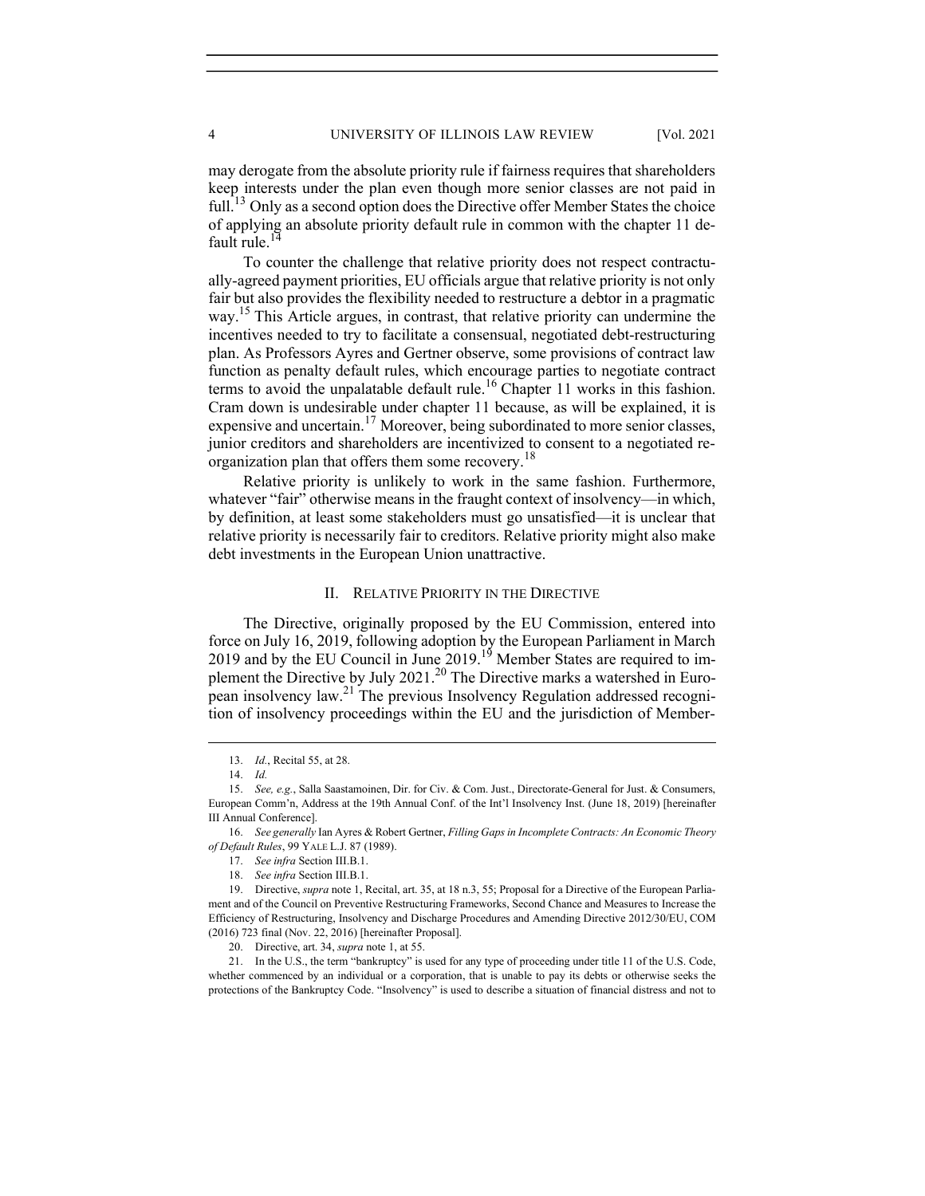may derogate from the absolute priority rule if fairness requires that shareholders keep interests under the plan even though more senior classes are not paid in full.[13] Only as a second option does the Directive offer Member States the choice of applying an absolute priority default rule in common with the chapter 11 default rule.[14]

To counter the challenge that relative priority does not respect contractually-agreed payment priorities, EU officials argue that relative priority is not only fair but also provides the flexibility needed to restructure a debtor in a pragmatic way.[15] This Article argues, in contrast, that relative priority can undermine the incentives needed to try to facilitate a consensual, negotiated debt-restructuring plan. As Professors Ayres and Gertner observe, some provisions of contract law function as penalty default rules, which encourage parties to negotiate contract terms to avoid the unpalatable default rule.[16] Chapter 11 works in this fashion. Cram down is undesirable under chapter 11 because, as will be explained, it is expensive and uncertain.[17] Moreover, being subordinated to more senior classes, junior creditors and shareholders are incentivized to consent to a negotiated reorganization plan that offers them some recovery.[18]

Relative priority is unlikely to work in the same fashion. Furthermore, whatever "fair" otherwise means in the fraught context of insolvency—in which, by definition, at least some stakeholders must go unsatisfied—it is unclear that relative priority is necessarily fair to creditors. Relative priority might also make debt investments in the European Union unattractive.

## II. RELATIVE PRIORITY IN THE DIRECTIVE

The Directive, originally proposed by the EU Commission, entered into force on July 16, 2019, following adoption by the European Parliament in March 2019 and by the EU Council in June 2019.[19] Member States are required to implement the Directive by July 2021.[20] The Directive marks a watershed in European insolvency law.[21] The previous Insolvency Regulation addressed recognition of insolvency proceedings within the EU and the jurisdiction of Member-

---

13. *Id.*, Recital 55, at 28.

14. *Id.*

15. *See, e.g.*, Salla Saastamoinen, Dir. for Civ. & Com. Just., Directorate-General for Just. & Consumers, European Comm'n, Address at the 19th Annual Conf. of the Int'l Insolvency Inst. (June 18, 2019) [hereinafter III Annual Conference].

16. *See generally* Ian Ayres & Robert Gertner, *Filling Gaps in Incomplete Contracts: An Economic Theory of Default Rules*, 99 YALE L.J. 87 (1989).

17. *See infra* Section III.B.1.

18. *See infra* Section III.B.1.

19. Directive, *supra* note 1, Recital, art. 35, at 18 n.3, 55; Proposal for a Directive of the European Parliament and of the Council on Preventive Restructuring Frameworks, Second Chance and Measures to Increase the Efficiency of Restructuring, Insolvency and Discharge Procedures and Amending Directive 2012/30/EU, COM (2016) 723 final (Nov. 22, 2016) [hereinafter Proposal].

20. Directive, art. 34, *supra* note 1, at 55.

21. In the U.S., the term "bankruptcy" is used for any type of proceeding under title 11 of the U.S. Code, whether commenced by an individual or a corporation, that is unable to pay its debts or otherwise seeks the protections of the Bankruptcy Code. "Insolvency" is used to describe a situation of financial distress and not to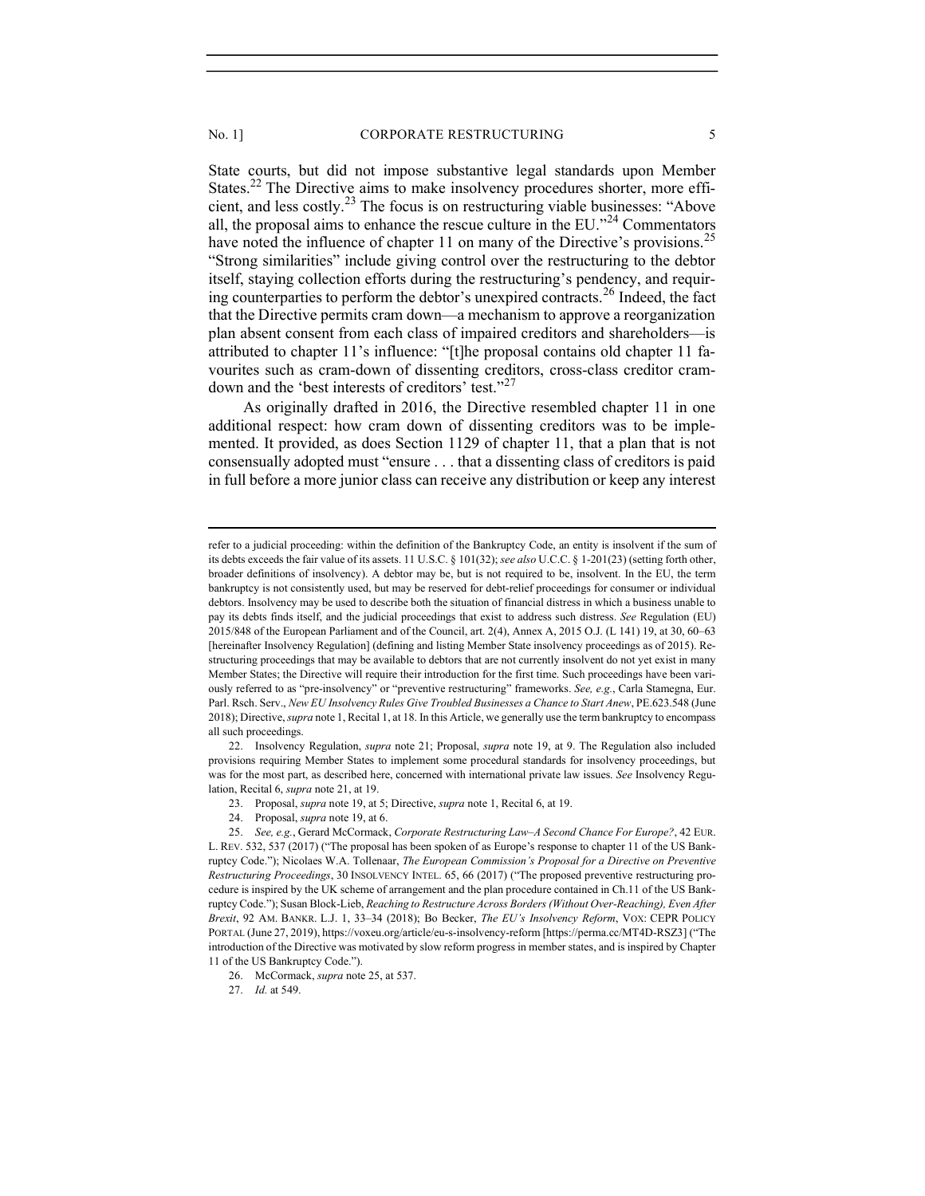State courts, but did not impose substantive legal standards upon Member States.[22] The Directive aims to make insolvency procedures shorter, more efficient, and less costly.[23] The focus is on restructuring viable businesses: "Above all, the proposal aims to enhance the rescue culture in the EU."[24] Commentators have noted the influence of chapter 11 on many of the Directive's provisions.[25] "Strong similarities" include giving control over the restructuring to the debtor itself, staying collection efforts during the restructuring's pendency, and requiring counterparties to perform the debtor's unexpired contracts.[26] Indeed, the fact that the Directive permits cram down—a mechanism to approve a reorganization plan absent consent from each class of impaired creditors and shareholders—is attributed to chapter 11's influence: "[t]he proposal contains old chapter 11 favourites such as cram-down of dissenting creditors, cross-class creditor cram-down and the 'best interests of creditors' test."[27]

As originally drafted in 2016, the Directive resembled chapter 11 in one additional respect: how cram down of dissenting creditors was to be implemented. It provided, as does Section 1129 of chapter 11, that a plan that is not consensually adopted must "ensure . . . that a dissenting class of creditors is paid in full before a more junior class can receive any distribution or keep any interest

---

refer to a judicial proceeding: within the definition of the Bankruptcy Code, an entity is insolvent if the sum of its debts exceeds the fair value of its assets. 11 U.S.C. § 101(32); *see also* U.C.C. § 1-201(23) (setting forth other, broader definitions of insolvency). A debtor may be, but is not required to be, insolvent. In the EU, the term bankruptcy is not consistently used, but may be reserved for debt-relief proceedings for consumer or individual debtors. Insolvency may be used to describe both the situation of financial distress in which a business unable to pay its debts finds itself, and the judicial proceedings that exist to address such distress. *See* Regulation (EU) 2015/848 of the European Parliament and of the Council, art. 2(4), Annex A, 2015 O.J. (L 141) 19, at 30, 60–63 [hereinafter Insolvency Regulation] (defining and listing Member State insolvency proceedings as of 2015). Restructuring proceedings that may be available to debtors that are not currently insolvent do not yet exist in many Member States; the Directive will require their introduction for the first time. Such proceedings have been variously referred to as "pre-insolvency" or "preventive restructuring" frameworks. *See, e.g.*, Carla Stamegna, Eur. Parl. Rsch. Serv., *New EU Insolvency Rules Give Troubled Businesses a Chance to Start Anew*, PE.623.548 (June 2018); Directive, *supra* note 1, Recital 1, at 18. In this Article, we generally use the term bankruptcy to encompass all such proceedings.

22. Insolvency Regulation, *supra* note 21; Proposal, *supra* note 19, at 9. The Regulation also included provisions requiring Member States to implement some procedural standards for insolvency proceedings, but was for the most part, as described here, concerned with international private law issues. *See* Insolvency Regulation, Recital 6, *supra* note 21, at 19.

23. Proposal, *supra* note 19, at 5; Directive, *supra* note 1, Recital 6, at 19.

24. Proposal, *supra* note 19, at 6.

25. *See, e.g.*, Gerard McCormack, *Corporate Restructuring Law–A Second Chance For Europe?*, 42 EUR. L. REV. 532, 537 (2017) ("The proposal has been spoken of as Europe's response to chapter 11 of the US Bankruptcy Code."); Nicolaes W.A. Tollenaar, *The European Commission's Proposal for a Directive on Preventive Restructuring Proceedings*, 30 INSOLVENCY INTEL. 65, 66 (2017) ("The proposed preventive restructuring procedure is inspired by the UK scheme of arrangement and the plan procedure contained in Ch.11 of the US Bankruptcy Code."); Susan Block-Lieb, *Reaching to Restructure Across Borders (Without Over-Reaching), Even After Brexit*, 92 AM. BANKR. L.J. 1, 33–34 (2018); Bo Becker, *The EU's Insolvency Reform*, VOX: CEPR POLICY PORTAL (June 27, 2019), https://voxeu.org/article/eu-s-insolvency-reform [https://perma.cc/MT4D-RSZ3] ("The introduction of the Directive was motivated by slow reform progress in member states, and is inspired by Chapter 11 of the US Bankruptcy Code.").

26. McCormack, *supra* note 25, at 537.

27. *Id.* at 549.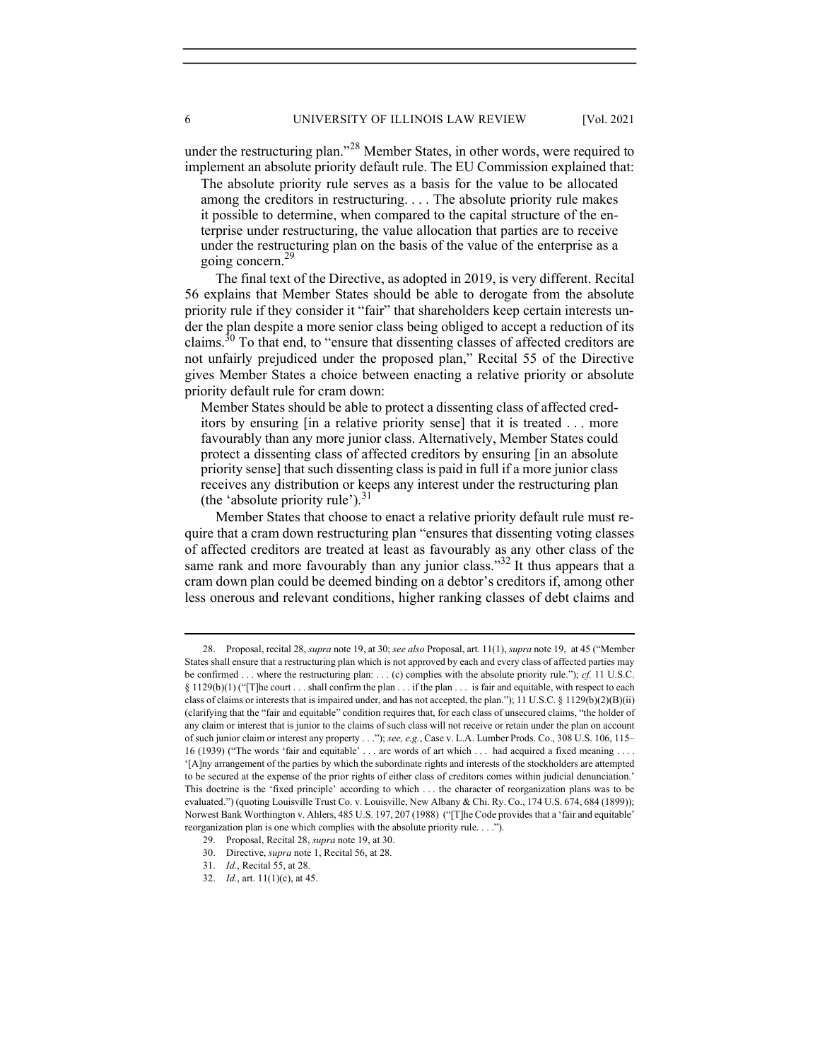under the restructuring plan."[28] Member States, in other words, were required to implement an absolute priority default rule. The EU Commission explained that:

> The absolute priority rule serves as a basis for the value to be allocated among the creditors in restructuring. . . . The absolute priority rule makes it possible to determine, when compared to the capital structure of the enterprise under restructuring, the value allocation that parties are to receive under the restructuring plan on the basis of the value of the enterprise as a going concern.[29]

The final text of the Directive, as adopted in 2019, is very different. Recital 56 explains that Member States should be able to derogate from the absolute priority rule if they consider it "fair" that shareholders keep certain interests under the plan despite a more senior class being obliged to accept a reduction of its claims.[30] To that end, to "ensure that dissenting classes of affected creditors are not unfairly prejudiced under the proposed plan," Recital 55 of the Directive gives Member States a choice between enacting a relative priority or absolute priority default rule for cram down:

> Member States should be able to protect a dissenting class of affected creditors by ensuring [in a relative priority sense] that it is treated . . . more favourably than any more junior class. Alternatively, Member States could protect a dissenting class of affected creditors by ensuring [in an absolute priority sense] that such dissenting class is paid in full if a more junior class receives any distribution or keeps any interest under the restructuring plan (the 'absolute priority rule').[31]

Member States that choose to enact a relative priority default rule must require that a cram down restructuring plan "ensures that dissenting voting classes of affected creditors are treated at least as favourably as any other class of the same rank and more favourably than any junior class."[32] It thus appears that a cram down plan could be deemed binding on a debtor's creditors if, among other less onerous and relevant conditions, higher ranking classes of debt claims and

---

28. Proposal, recital 28, *supra* note 19, at 30; *see also* Proposal, art. 11(1), *supra* note 19, at 45 ("Member States shall ensure that a restructuring plan which is not approved by each and every class of affected parties may be confirmed . . . where the restructuring plan: . . . (c) complies with the absolute priority rule."); *cf.* 11 U.S.C. § 1129(b)(1) ("[T]he court . . . shall confirm the plan . . . if the plan . . . is fair and equitable, with respect to each class of claims or interests that is impaired under, and has not accepted, the plan."); 11 U.S.C. § 1129(b)(2)(B)(ii) (clarifying that the "fair and equitable" condition requires that, for each class of unsecured claims, "the holder of any claim or interest that is junior to the claims of such class will not receive or retain under the plan on account of such junior claim or interest any property . . ."); *see, e.g.*, Case v. L.A. Lumber Prods. Co., 308 U.S. 106, 115–16 (1939) ("The words 'fair and equitable' . . . are words of art which . . . had acquired a fixed meaning . . . . '[A]ny arrangement of the parties by which the subordinate rights and interests of the stockholders are attempted to be secured at the expense of the prior rights of either class of creditors comes within judicial denunciation.' This doctrine is the 'fixed principle' according to which . . . the character of reorganization plans was to be evaluated.") (quoting Louisville Trust Co. v. Louisville, New Albany & Chi. Ry. Co., 174 U.S. 674, 684 (1899)); Norwest Bank Worthington v. Ahlers, 485 U.S. 197, 207 (1988) ("[T]he Code provides that a 'fair and equitable' reorganization plan is one which complies with the absolute priority rule. . . .").

29. Proposal, Recital 28, *supra* note 19, at 30.

30. Directive, *supra* note 1, Recital 56, at 28.

31. *Id.*, Recital 55, at 28.

32. *Id.*, art. 11(1)(c), at 45.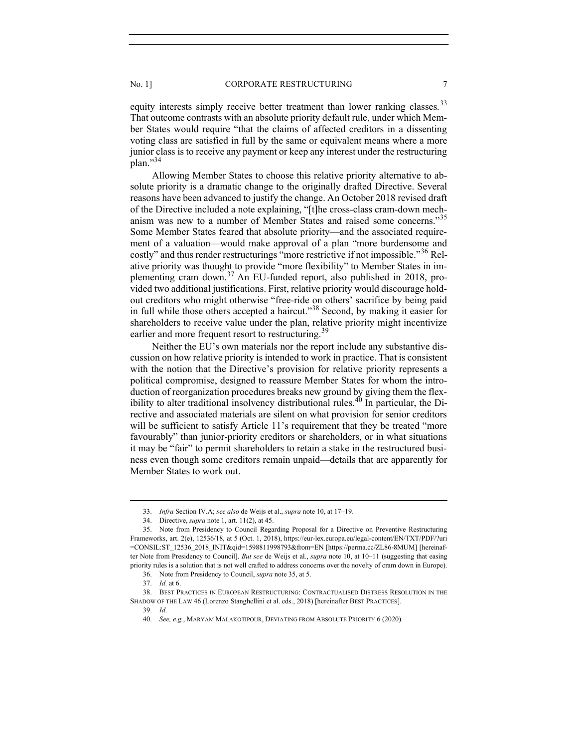equity interests simply receive better treatment than lower ranking classes.[33] That outcome contrasts with an absolute priority default rule, under which Member States would require "that the claims of affected creditors in a dissenting voting class are satisfied in full by the same or equivalent means where a more junior class is to receive any payment or keep any interest under the restructuring plan."[34]

Allowing Member States to choose this relative priority alternative to absolute priority is a dramatic change to the originally drafted Directive. Several reasons have been advanced to justify the change. An October 2018 revised draft of the Directive included a note explaining, "[t]he cross-class cram-down mechanism was new to a number of Member States and raised some concerns."[35] Some Member States feared that absolute priority—and the associated requirement of a valuation—would make approval of a plan "more burdensome and costly" and thus render restructurings "more restrictive if not impossible."[36] Relative priority was thought to provide "more flexibility" to Member States in implementing cram down.[37] An EU-funded report, also published in 2018, provided two additional justifications. First, relative priority would discourage holdout creditors who might otherwise "free-ride on others' sacrifice by being paid in full while those others accepted a haircut."[38] Second, by making it easier for shareholders to receive value under the plan, relative priority might incentivize earlier and more frequent resort to restructuring.[39]

Neither the EU's own materials nor the report include any substantive discussion on how relative priority is intended to work in practice. That is consistent with the notion that the Directive's provision for relative priority represents a political compromise, designed to reassure Member States for whom the introduction of reorganization procedures breaks new ground by giving them the flexibility to alter traditional insolvency distributional rules.[40] In particular, the Directive and associated materials are silent on what provision for senior creditors will be sufficient to satisfy Article 11's requirement that they be treated "more favourably" than junior-priority creditors or shareholders, or in what situations it may be "fair" to permit shareholders to retain a stake in the restructured business even though some creditors remain unpaid—details that are apparently for Member States to work out.

---

33. *Infra* Section IV.A; *see also* de Weijs et al., *supra* note 10, at 17–19.

34. Directive, *supra* note 1, art. 11(2), at 45.

35. Note from Presidency to Council Regarding Proposal for a Directive on Preventive Restructuring Frameworks, art. 2(e), 12536/18, at 5 (Oct. 1, 2018), https://eur-lex.europa.eu/legal-content/EN/TXT/PDF/?uri=CONSIL:ST_12536_2018_INIT&qid=1598811998793&from=EN [https://perma.cc/ZL86-8MUM] [hereinafter Note from Presidency to Council]. *But see* de Weijs et al., *supra* note 10, at 10–11 (suggesting that easing priority rules is a solution that is not well crafted to address concerns over the novelty of cram down in Europe).

36. Note from Presidency to Council, *supra* note 35, at 5.

37. *Id.* at 6.

38. BEST PRACTICES IN EUROPEAN RESTRUCTURING: CONTRACTUALISED DISTRESS RESOLUTION IN THE SHADOW OF THE LAW 46 (Lorenzo Stanghellini et al. eds., 2018) [hereinafter BEST PRACTICES].

39. *Id.*

40. *See, e.g.*, MARYAM MALAKOTIPOUR, DEVIATING FROM ABSOLUTE PRIORITY 6 (2020).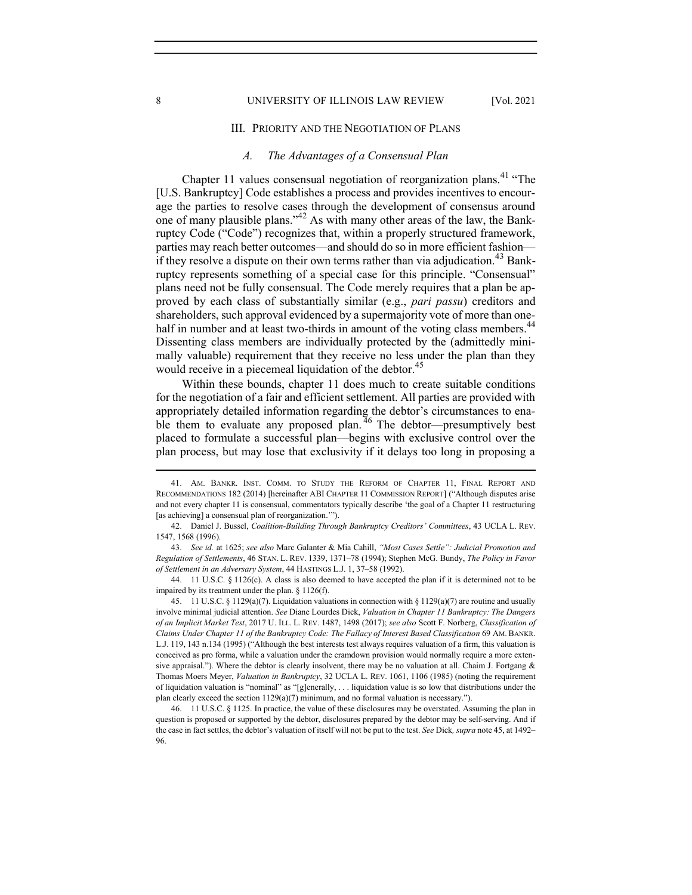## III. PRIORITY AND THE NEGOTIATION OF PLANS

### *A. The Advantages of a Consensual Plan*

Chapter 11 values consensual negotiation of reorganization plans.[41] "The [U.S. Bankruptcy] Code establishes a process and provides incentives to encourage the parties to resolve cases through the development of consensus around one of many plausible plans."[42] As with many other areas of the law, the Bankruptcy Code ("Code") recognizes that, within a properly structured framework, parties may reach better outcomes—and should do so in more efficient fashion—if they resolve a dispute on their own terms rather than via adjudication.[43] Bankruptcy represents something of a special case for this principle. "Consensual" plans need not be fully consensual. The Code merely requires that a plan be approved by each class of substantially similar (e.g., *pari passu*) creditors and shareholders, such approval evidenced by a supermajority vote of more than one-half in number and at least two-thirds in amount of the voting class members.[44] Dissenting class members are individually protected by the (admittedly minimally valuable) requirement that they receive no less under the plan than they would receive in a piecemeal liquidation of the debtor.[45]

Within these bounds, chapter 11 does much to create suitable conditions for the negotiation of a fair and efficient settlement. All parties are provided with appropriately detailed information regarding the debtor's circumstances to enable them to evaluate any proposed plan.[46] The debtor—presumptively best placed to formulate a successful plan—begins with exclusive control over the plan process, but may lose that exclusivity if it delays too long in proposing a

---

41. AM. BANKR. INST. COMM. TO STUDY THE REFORM OF CHAPTER 11, FINAL REPORT AND RECOMMENDATIONS 182 (2014) [hereinafter ABI CHAPTER 11 COMMISSION REPORT] ("Although disputes arise and not every chapter 11 is consensual, commentators typically describe 'the goal of a Chapter 11 restructuring [as achieving] a consensual plan of reorganization.'").

42. Daniel J. Bussel, *Coalition-Building Through Bankruptcy Creditors' Committees*, 43 UCLA L. REV. 1547, 1568 (1996).

43. *See id.* at 1625; *see also* Marc Galanter & Mia Cahill, *"Most Cases Settle": Judicial Promotion and Regulation of Settlements*, 46 STAN. L. REV. 1339, 1371–78 (1994); Stephen McG. Bundy, *The Policy in Favor of Settlement in an Adversary System*, 44 HASTINGS L.J. 1, 37–58 (1992).

44. 11 U.S.C. § 1126(c). A class is also deemed to have accepted the plan if it is determined not to be impaired by its treatment under the plan. § 1126(f).

45. 11 U.S.C. § 1129(a)(7). Liquidation valuations in connection with § 1129(a)(7) are routine and usually involve minimal judicial attention. *See* Diane Lourdes Dick, *Valuation in Chapter 11 Bankruptcy: The Dangers of an Implicit Market Test*, 2017 U. ILL. L. REV. 1487, 1498 (2017); *see also* Scott F. Norberg, *Classification of Claims Under Chapter 11 of the Bankruptcy Code: The Fallacy of Interest Based Classification* 69 AM. BANKR. L.J. 119, 143 n.134 (1995) ("Although the best interests test always requires valuation of a firm, this valuation is conceived as pro forma, while a valuation under the cramdown provision would normally require a more extensive appraisal."). Where the debtor is clearly insolvent, there may be no valuation at all. Chaim J. Fortgang & Thomas Moers Meyer, *Valuation in Bankruptcy*, 32 UCLA L. REV. 1061, 1106 (1985) (noting the requirement of liquidation valuation is "nominal" as "[g]enerally, . . . liquidation value is so low that distributions under the plan clearly exceed the section 1129(a)(7) minimum, and no formal valuation is necessary.").

46. 11 U.S.C. § 1125. In practice, the value of these disclosures may be overstated. Assuming the plan in question is proposed or supported by the debtor, disclosures prepared by the debtor may be self-serving. And if the case in fact settles, the debtor's valuation of itself will not be put to the test. *See* Dick*, supra* note 45, at 1492–96.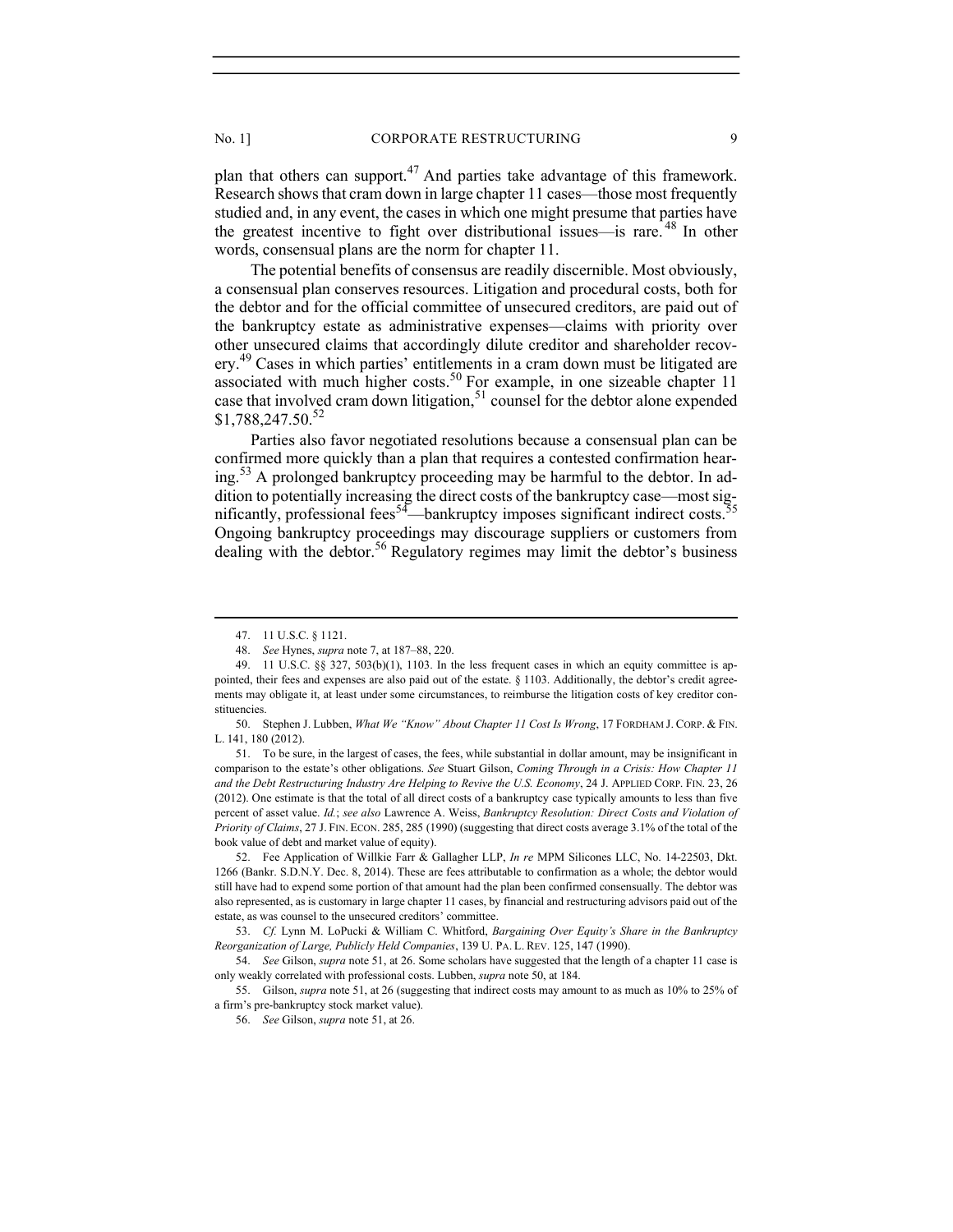plan that others can support.[47] And parties take advantage of this framework. Research shows that cram down in large chapter 11 cases—those most frequently studied and, in any event, the cases in which one might presume that parties have the greatest incentive to fight over distributional issues—is rare.[48] In other words, consensual plans are the norm for chapter 11.

The potential benefits of consensus are readily discernible. Most obviously, a consensual plan conserves resources. Litigation and procedural costs, both for the debtor and for the official committee of unsecured creditors, are paid out of the bankruptcy estate as administrative expenses—claims with priority over other unsecured claims that accordingly dilute creditor and shareholder recovery.[49] Cases in which parties' entitlements in a cram down must be litigated are associated with much higher costs.[50] For example, in one sizeable chapter 11 case that involved cram down litigation,[51] counsel for the debtor alone expended $1,788,247.50.[52]

Parties also favor negotiated resolutions because a consensual plan can be confirmed more quickly than a plan that requires a contested confirmation hearing.[53] A prolonged bankruptcy proceeding may be harmful to the debtor. In addition to potentially increasing the direct costs of the bankruptcy case—most significantly, professional fees[54]—bankruptcy imposes significant indirect costs.[55] Ongoing bankruptcy proceedings may discourage suppliers or customers from dealing with the debtor.[56] Regulatory regimes may limit the debtor's business

---

47. 11 U.S.C. § 1121.

48. *See* Hynes, *supra* note 7, at 187–88, 220.

49. 11 U.S.C. §§ 327, 503(b)(1), 1103. In the less frequent cases in which an equity committee is appointed, their fees and expenses are also paid out of the estate. § 1103. Additionally, the debtor's credit agreements may obligate it, at least under some circumstances, to reimburse the litigation costs of key creditor constituencies.

50. Stephen J. Lubben, *What We "Know" About Chapter 11 Cost Is Wrong*, 17 FORDHAM J. CORP. & FIN. L. 141, 180 (2012).

51. To be sure, in the largest of cases, the fees, while substantial in dollar amount, may be insignificant in comparison to the estate's other obligations. *See* Stuart Gilson, *Coming Through in a Crisis: How Chapter 11 and the Debt Restructuring Industry Are Helping to Revive the U.S. Economy*, 24 J. APPLIED CORP. FIN. 23, 26 (2012). One estimate is that the total of all direct costs of a bankruptcy case typically amounts to less than five percent of asset value. *Id.*; *see also* Lawrence A. Weiss, *Bankruptcy Resolution: Direct Costs and Violation of Priority of Claims*, 27 J. FIN. ECON. 285, 285 (1990) (suggesting that direct costs average 3.1% of the total of the book value of debt and market value of equity).

52. Fee Application of Willkie Farr & Gallagher LLP, *In re* MPM Silicones LLC, No. 14-22503, Dkt. 1266 (Bankr. S.D.N.Y. Dec. 8, 2014). These are fees attributable to confirmation as a whole; the debtor would still have had to expend some portion of that amount had the plan been confirmed consensually. The debtor was also represented, as is customary in large chapter 11 cases, by financial and restructuring advisors paid out of the estate, as was counsel to the unsecured creditors' committee.

53. *Cf.* Lynn M. LoPucki & William C. Whitford, *Bargaining Over Equity's Share in the Bankruptcy Reorganization of Large, Publicly Held Companies*, 139 U. PA. L. REV. 125, 147 (1990).

54. *See* Gilson, *supra* note 51, at 26. Some scholars have suggested that the length of a chapter 11 case is only weakly correlated with professional costs. Lubben, *supra* note 50, at 184.

55. Gilson, *supra* note 51, at 26 (suggesting that indirect costs may amount to as much as 10% to 25% of a firm's pre-bankruptcy stock market value).

56. *See* Gilson, *supra* note 51, at 26.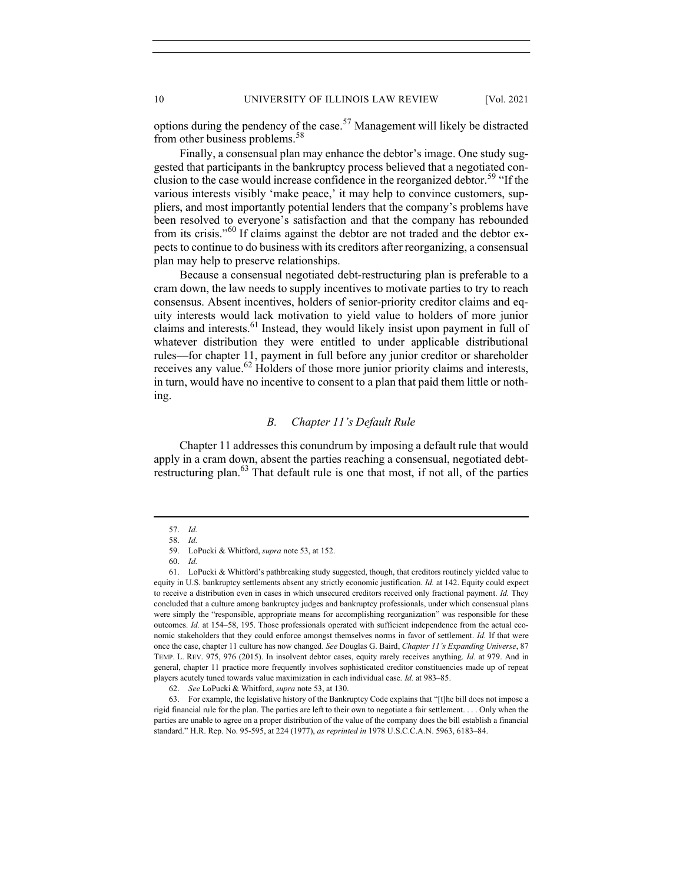options during the pendency of the case.[57] Management will likely be distracted from other business problems.[58]

Finally, a consensual plan may enhance the debtor's image. One study suggested that participants in the bankruptcy process believed that a negotiated conclusion to the case would increase confidence in the reorganized debtor.[59] "If the various interests visibly 'make peace,' it may help to convince customers, suppliers, and most importantly potential lenders that the company's problems have been resolved to everyone's satisfaction and that the company has rebounded from its crisis."[60] If claims against the debtor are not traded and the debtor expects to continue to do business with its creditors after reorganizing, a consensual plan may help to preserve relationships.

Because a consensual negotiated debt-restructuring plan is preferable to a cram down, the law needs to supply incentives to motivate parties to try to reach consensus. Absent incentives, holders of senior-priority creditor claims and equity interests would lack motivation to yield value to holders of more junior claims and interests.[61] Instead, they would likely insist upon payment in full of whatever distribution they were entitled to under applicable distributional rules—for chapter 11, payment in full before any junior creditor or shareholder receives any value.[62] Holders of those more junior priority claims and interests, in turn, would have no incentive to consent to a plan that paid them little or nothing.

### *B. Chapter 11's Default Rule*

Chapter 11 addresses this conundrum by imposing a default rule that would apply in a cram down, absent the parties reaching a consensual, negotiated debt-restructuring plan.[63] That default rule is one that most, if not all, of the parties

---

57. *Id.*

58. *Id.*

59. LoPucki & Whitford, *supra* note 53, at 152.

60. *Id.*

61. LoPucki & Whitford's pathbreaking study suggested, though, that creditors routinely yielded value to equity in U.S. bankruptcy settlements absent any strictly economic justification. *Id.* at 142. Equity could expect to receive a distribution even in cases in which unsecured creditors received only fractional payment. *Id.* They concluded that a culture among bankruptcy judges and bankruptcy professionals, under which consensual plans were simply the "responsible, appropriate means for accomplishing reorganization" was responsible for these outcomes. *Id.* at 154–58, 195. Those professionals operated with sufficient independence from the actual economic stakeholders that they could enforce amongst themselves norms in favor of settlement. *Id.* If that were once the case, chapter 11 culture has now changed. *See* Douglas G. Baird, *Chapter 11's Expanding Universe*, 87 TEMP. L. REV. 975, 976 (2015). In insolvent debtor cases, equity rarely receives anything. *Id.* at 979. And in general, chapter 11 practice more frequently involves sophisticated creditor constituencies made up of repeat players acutely tuned towards value maximization in each individual case. *Id.* at 983–85.

62. *See* LoPucki & Whitford, *supra* note 53, at 130.

63. For example, the legislative history of the Bankruptcy Code explains that "[t]he bill does not impose a rigid financial rule for the plan. The parties are left to their own to negotiate a fair settlement. . . . Only when the parties are unable to agree on a proper distribution of the value of the company does the bill establish a financial standard." H.R. Rep. No. 95-595, at 224 (1977), *as reprinted in* 1978 U.S.C.C.A.N. 5963, 6183–84.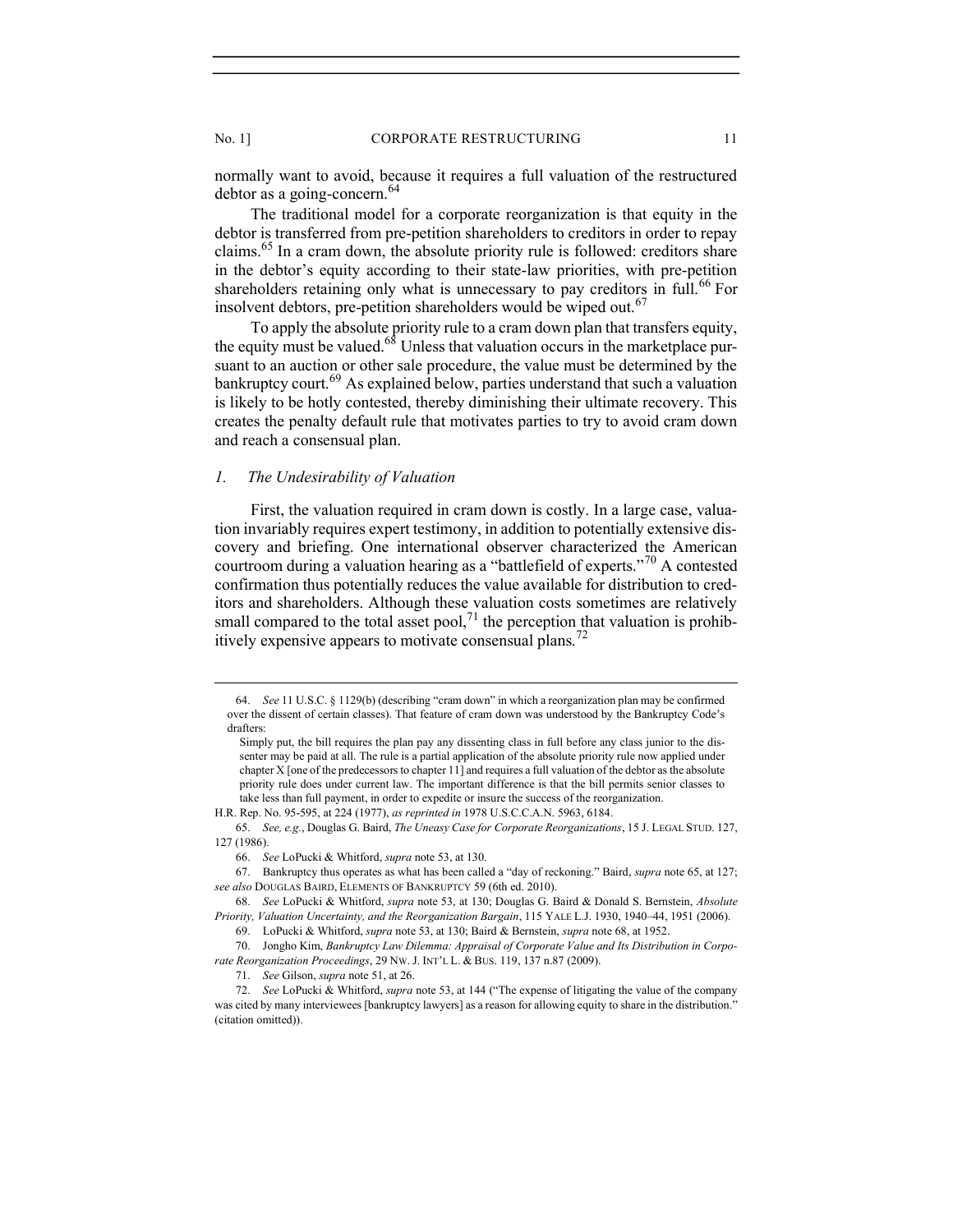normally want to avoid, because it requires a full valuation of the restructured debtor as a going-concern.[64]

The traditional model for a corporate reorganization is that equity in the debtor is transferred from pre-petition shareholders to creditors in order to repay claims.[65] In a cram down, the absolute priority rule is followed: creditors share in the debtor's equity according to their state-law priorities, with pre-petition shareholders retaining only what is unnecessary to pay creditors in full.[66] For insolvent debtors, pre-petition shareholders would be wiped out.[67]

To apply the absolute priority rule to a cram down plan that transfers equity, the equity must be valued.[68] Unless that valuation occurs in the marketplace pursuant to an auction or other sale procedure, the value must be determined by the bankruptcy court.[69] As explained below, parties understand that such a valuation is likely to be hotly contested, thereby diminishing their ultimate recovery. This creates the penalty default rule that motivates parties to try to avoid cram down and reach a consensual plan.

### *1. The Undesirability of Valuation*

First, the valuation required in cram down is costly. In a large case, valuation invariably requires expert testimony, in addition to potentially extensive discovery and briefing. One international observer characterized the American courtroom during a valuation hearing as a "battlefield of experts."[70] A contested confirmation thus potentially reduces the value available for distribution to creditors and shareholders. Although these valuation costs sometimes are relatively small compared to the total asset pool,[71] the perception that valuation is prohibitively expensive appears to motivate consensual plans.[72]

---

64. *See* 11 U.S.C. § 1129(b) (describing "cram down" in which a reorganization plan may be confirmed over the dissent of certain classes). That feature of cram down was understood by the Bankruptcy Code's drafters:

> Simply put, the bill requires the plan pay any dissenting class in full before any class junior to the dissenter may be paid at all. The rule is a partial application of the absolute priority rule now applied under chapter X [one of the predecessors to chapter 11] and requires a full valuation of the debtor as the absolute priority rule does under current law. The important difference is that the bill permits senior classes to take less than full payment, in order to expedite or insure the success of the reorganization.

H.R. Rep. No. 95-595, at 224 (1977), *as reprinted in* 1978 U.S.C.C.A.N. 5963, 6184.

65. *See, e.g.*, Douglas G. Baird, *The Uneasy Case for Corporate Reorganizations*, 15 J. LEGAL STUD. 127, 127 (1986).

66. *See* LoPucki & Whitford, *supra* note 53, at 130.

67. Bankruptcy thus operates as what has been called a "day of reckoning." Baird, *supra* note 65, at 127; *see also* DOUGLAS BAIRD, ELEMENTS OF BANKRUPTCY 59 (6th ed. 2010).

68. *See* LoPucki & Whitford, *supra* note 53, at 130; Douglas G. Baird & Donald S. Bernstein, *Absolute Priority, Valuation Uncertainty, and the Reorganization Bargain*, 115 YALE L.J. 1930, 1940–44, 1951 (2006).

69. LoPucki & Whitford, *supra* note 53, at 130; Baird & Bernstein, *supra* note 68, at 1952.

70. Jongho Kim, *Bankruptcy Law Dilemma: Appraisal of Corporate Value and Its Distribution in Corporate Reorganization Proceedings*, 29 NW. J. INT'L L. & BUS. 119, 137 n.87 (2009).

71. *See* Gilson, *supra* note 51, at 26.

72. *See* LoPucki & Whitford, *supra* note 53, at 144 ("The expense of litigating the value of the company was cited by many interviewees [bankruptcy lawyers] as a reason for allowing equity to share in the distribution." (citation omitted)).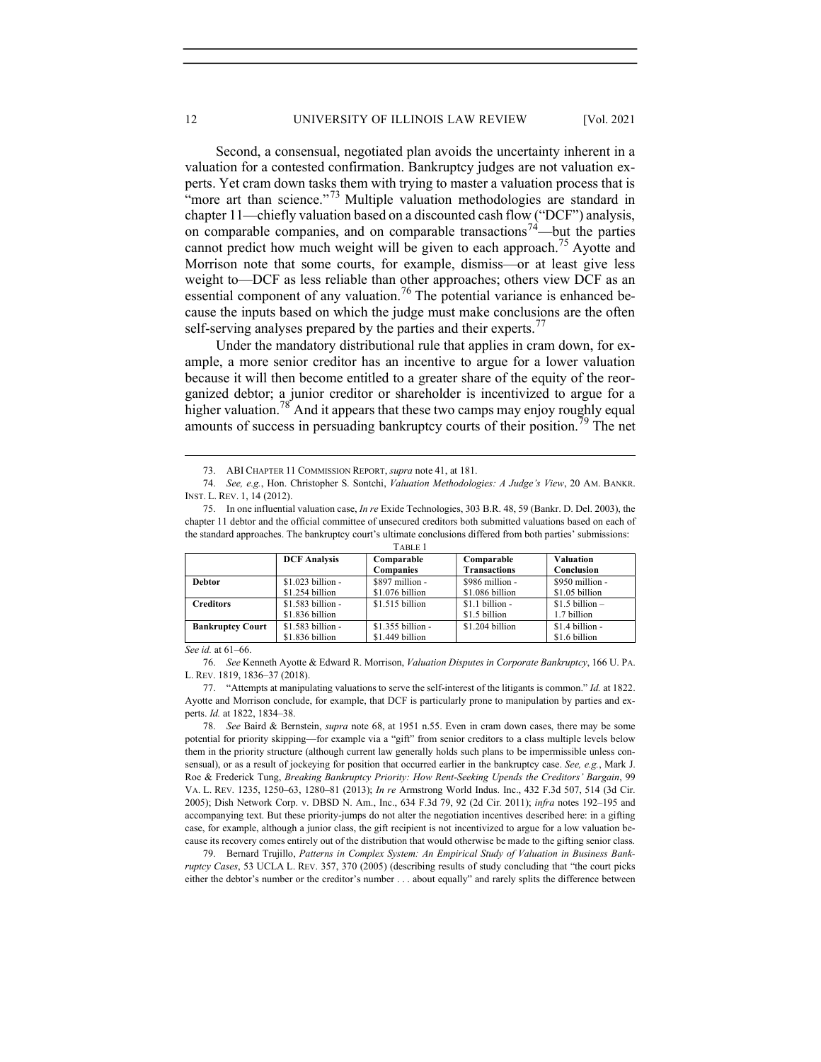Second, a consensual, negotiated plan avoids the uncertainty inherent in a valuation for a contested confirmation. Bankruptcy judges are not valuation experts. Yet cram down tasks them with trying to master a valuation process that is "more art than science."[73] Multiple valuation methodologies are standard in chapter 11—chiefly valuation based on a discounted cash flow ("DCF") analysis, on comparable companies, and on comparable transactions[74]—but the parties cannot predict how much weight will be given to each approach.[75] Ayotte and Morrison note that some courts, for example, dismiss—or at least give less weight to—DCF as less reliable than other approaches; others view DCF as an essential component of any valuation.[76] The potential variance is enhanced because the inputs based on which the judge must make conclusions are the often self-serving analyses prepared by the parties and their experts.[77]

Under the mandatory distributional rule that applies in cram down, for example, a more senior creditor has an incentive to argue for a lower valuation because it will then become entitled to a greater share of the equity of the reorganized debtor; a junior creditor or shareholder is incentivized to argue for a higher valuation.[78] And it appears that these two camps may enjoy roughly equal amounts of success in persuading bankruptcy courts of their position.[79] The net

---

73. ABI CHAPTER 11 COMMISSION REPORT, *supra* note 41, at 181.

74. *See, e.g.*, Hon. Christopher S. Sontchi, *Valuation Methodologies: A Judge's View*, 20 AM. BANKR. INST. L. REV. 1, 14 (2012).

75. In one influential valuation case, *In re* Exide Technologies, 303 B.R. 48, 59 (Bankr. D. Del. 2003), the chapter 11 debtor and the official committee of unsecured creditors both submitted valuations based on each of the standard approaches. The bankruptcy court's ultimate conclusions differed from both parties' submissions:

TABLE 1

| | DCF Analysis | Comparable Companies | Comparable Transactions | Valuation Conclusion |
|---|---|---|---|---|
| **Debtor** | $1.023 billion - $1.254 billion | $897 million - $1.076 billion | $986 million - $1.086 billion | $950 million - $1.05 billion |
| **Creditors** | $1.583 billion - $1.836 billion | $1.515 billion | $1.1 billion - $1.5 billion | $1.5 billion – 1.7 billion |
| **Bankruptcy Court** | $1.583 billion - $1.836 billion | $1.355 billion - $1.449 billion | $1.204 billion | $1.4 billion - $1.6 billion |

*See id.* at 61–66.

76. *See* Kenneth Ayotte & Edward R. Morrison, *Valuation Disputes in Corporate Bankruptcy*, 166 U. PA. L. REV. 1819, 1836–37 (2018).

77. "Attempts at manipulating valuations to serve the self-interest of the litigants is common." *Id.* at 1822. Ayotte and Morrison conclude, for example, that DCF is particularly prone to manipulation by parties and experts. *Id.* at 1822, 1834–38.

78. *See* Baird & Bernstein, *supra* note 68, at 1951 n.55. Even in cram down cases, there may be some potential for priority skipping—for example via a "gift" from senior creditors to a class multiple levels below them in the priority structure (although current law generally holds such plans to be impermissible unless consensual), or as a result of jockeying for position that occurred earlier in the bankruptcy case. *See, e.g.*, Mark J. Roe & Frederick Tung, *Breaking Bankruptcy Priority: How Rent-Seeking Upends the Creditors' Bargain*, 99 VA. L. REV. 1235, 1250–63, 1280–81 (2013); *In re* Armstrong World Indus. Inc., 432 F.3d 507, 514 (3d Cir. 2005); Dish Network Corp. v. DBSD N. Am., Inc., 634 F.3d 79, 92 (2d Cir. 2011); *infra* notes 192–195 and accompanying text. But these priority-jumps do not alter the negotiation incentives described here: in a gifting case, for example, although a junior class, the gift recipient is not incentivized to argue for a low valuation because its recovery comes entirely out of the distribution that would otherwise be made to the gifting senior class.

79. Bernard Trujillo, *Patterns in Complex System: An Empirical Study of Valuation in Business Bankruptcy Cases*, 53 UCLA L. REV. 357, 370 (2005) (describing results of study concluding that "the court picks either the debtor's number or the creditor's number . . . about equally" and rarely splits the difference between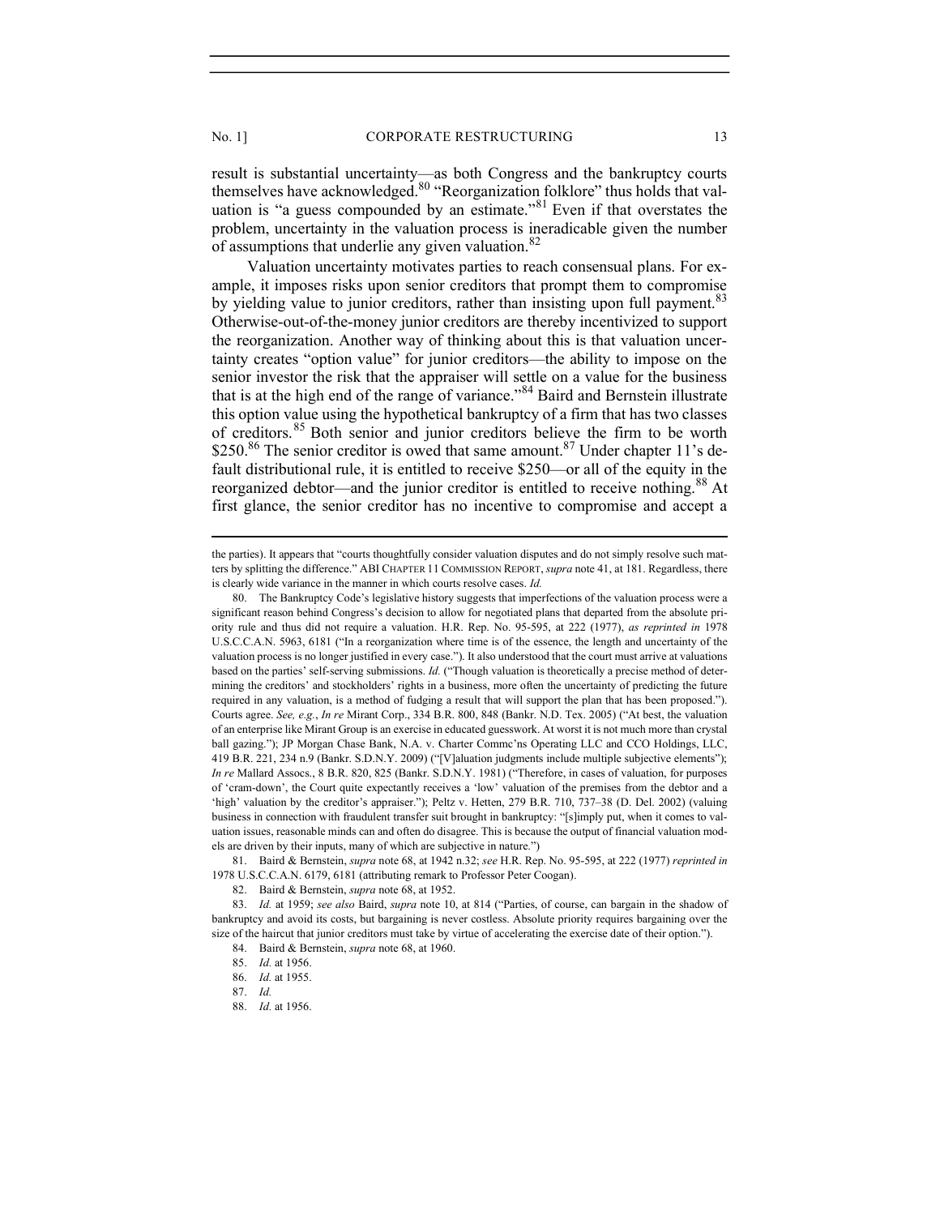result is substantial uncertainty—as both Congress and the bankruptcy courts themselves have acknowledged.[80] "Reorganization folklore" thus holds that valuation is "a guess compounded by an estimate."[81] Even if that overstates the problem, uncertainty in the valuation process is ineradicable given the number of assumptions that underlie any given valuation.[82]

Valuation uncertainty motivates parties to reach consensual plans. For example, it imposes risks upon senior creditors that prompt them to compromise by yielding value to junior creditors, rather than insisting upon full payment.[83] Otherwise-out-of-the-money junior creditors are thereby incentivized to support the reorganization. Another way of thinking about this is that valuation uncertainty creates "option value" for junior creditors—the ability to impose on the senior investor the risk that the appraiser will settle on a value for the business that is at the high end of the range of variance."[84] Baird and Bernstein illustrate this option value using the hypothetical bankruptcy of a firm that has two classes of creditors.[85] Both senior and junior creditors believe the firm to be worth \$250.[86] The senior creditor is owed that same amount.[87] Under chapter 11's default distributional rule, it is entitled to receive \$250—or all of the equity in the reorganized debtor—and the junior creditor is entitled to receive nothing.[88] At first glance, the senior creditor has no incentive to compromise and accept a

---

the parties). It appears that "courts thoughtfully consider valuation disputes and do not simply resolve such matters by splitting the difference." ABI CHAPTER 11 COMMISSION REPORT, *supra* note 41, at 181. Regardless, there is clearly wide variance in the manner in which courts resolve cases. *Id.*

80. The Bankruptcy Code's legislative history suggests that imperfections of the valuation process were a significant reason behind Congress's decision to allow for negotiated plans that departed from the absolute priority rule and thus did not require a valuation. H.R. Rep. No. 95-595, at 222 (1977), *as reprinted in* 1978 U.S.C.C.A.N. 5963, 6181 ("In a reorganization where time is of the essence, the length and uncertainty of the valuation process is no longer justified in every case."). It also understood that the court must arrive at valuations based on the parties' self-serving submissions. *Id.* ("Though valuation is theoretically a precise method of determining the creditors' and stockholders' rights in a business, more often the uncertainty of predicting the future required in any valuation, is a method of fudging a result that will support the plan that has been proposed."). Courts agree. *See, e.g.*, *In re* Mirant Corp., 334 B.R. 800, 848 (Bankr. N.D. Tex. 2005) ("At best, the valuation of an enterprise like Mirant Group is an exercise in educated guesswork. At worst it is not much more than crystal ball gazing."); JP Morgan Chase Bank, N.A. v. Charter Commc'ns Operating LLC and CCO Holdings, LLC, 419 B.R. 221, 234 n.9 (Bankr. S.D.N.Y. 2009) ("[V]aluation judgments include multiple subjective elements"); *In re* Mallard Assocs., 8 B.R. 820, 825 (Bankr. S.D.N.Y. 1981) ("Therefore, in cases of valuation, for purposes of 'cram-down', the Court quite expectantly receives a 'low' valuation of the premises from the debtor and a 'high' valuation by the creditor's appraiser."); Peltz v. Hetten, 279 B.R. 710, 737–38 (D. Del. 2002) (valuing business in connection with fraudulent transfer suit brought in bankruptcy: "[s]imply put, when it comes to valuation issues, reasonable minds can and often do disagree. This is because the output of financial valuation models are driven by their inputs, many of which are subjective in nature.")

81. Baird & Bernstein, *supra* note 68, at 1942 n.32; *see* H.R. Rep. No. 95-595, at 222 (1977) *reprinted in* 1978 U.S.C.C.A.N. 6179, 6181 (attributing remark to Professor Peter Coogan).

82. Baird & Bernstein, *supra* note 68, at 1952.

83. *Id.* at 1959; *see also* Baird, *supra* note 10, at 814 ("Parties, of course, can bargain in the shadow of bankruptcy and avoid its costs, but bargaining is never costless. Absolute priority requires bargaining over the size of the haircut that junior creditors must take by virtue of accelerating the exercise date of their option.").

84. Baird & Bernstein, *supra* note 68, at 1960.

85. *Id.* at 1956.

86. *Id.* at 1955.

87. *Id.*

88. *Id.* at 1956.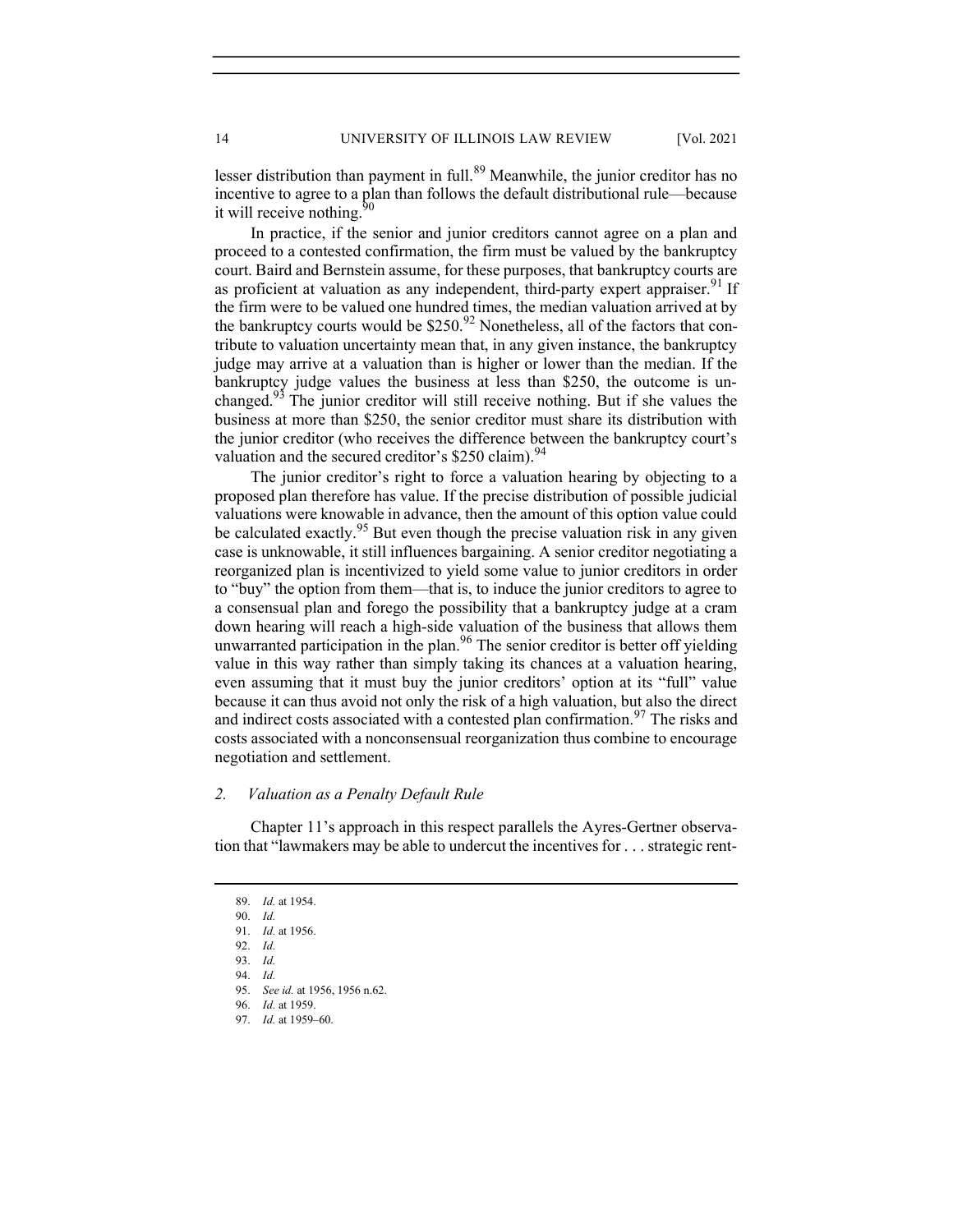lesser distribution than payment in full.[89] Meanwhile, the junior creditor has no incentive to agree to a plan than follows the default distributional rule—because it will receive nothing.[90]

In practice, if the senior and junior creditors cannot agree on a plan and proceed to a contested confirmation, the firm must be valued by the bankruptcy court. Baird and Bernstein assume, for these purposes, that bankruptcy courts are as proficient at valuation as any independent, third-party expert appraiser.[91] If the firm were to be valued one hundred times, the median valuation arrived at by the bankruptcy courts would be $250.[92] Nonetheless, all of the factors that contribute to valuation uncertainty mean that, in any given instance, the bankruptcy judge may arrive at a valuation than is higher or lower than the median. If the bankruptcy judge values the business at less than $250, the outcome is unchanged.[93] The junior creditor will still receive nothing. But if she values the business at more than $250, the senior creditor must share its distribution with the junior creditor (who receives the difference between the bankruptcy court's valuation and the secured creditor's $250 claim).[94]

The junior creditor's right to force a valuation hearing by objecting to a proposed plan therefore has value. If the precise distribution of possible judicial valuations were knowable in advance, then the amount of this option value could be calculated exactly.[95] But even though the precise valuation risk in any given case is unknowable, it still influences bargaining. A senior creditor negotiating a reorganized plan is incentivized to yield some value to junior creditors in order to "buy" the option from them—that is, to induce the junior creditors to agree to a consensual plan and forego the possibility that a bankruptcy judge at a cram down hearing will reach a high-side valuation of the business that allows them unwarranted participation in the plan.[96] The senior creditor is better off yielding value in this way rather than simply taking its chances at a valuation hearing, even assuming that it must buy the junior creditors' option at its "full" value because it can thus avoid not only the risk of a high valuation, but also the direct and indirect costs associated with a contested plan confirmation.[97] The risks and costs associated with a nonconsensual reorganization thus combine to encourage negotiation and settlement.

### *2. Valuation as a Penalty Default Rule*

Chapter 11's approach in this respect parallels the Ayres-Gertner observation that "lawmakers may be able to undercut the incentives for . . . strategic rent-

---

89. *Id.* at 1954.

90. *Id.*

91. *Id.* at 1956.

92. *Id.*

93. *Id.*

94. *Id.*

95. *See id.* at 1956, 1956 n.62.

96. *Id.* at 1959.

97. *Id.* at 1959–60.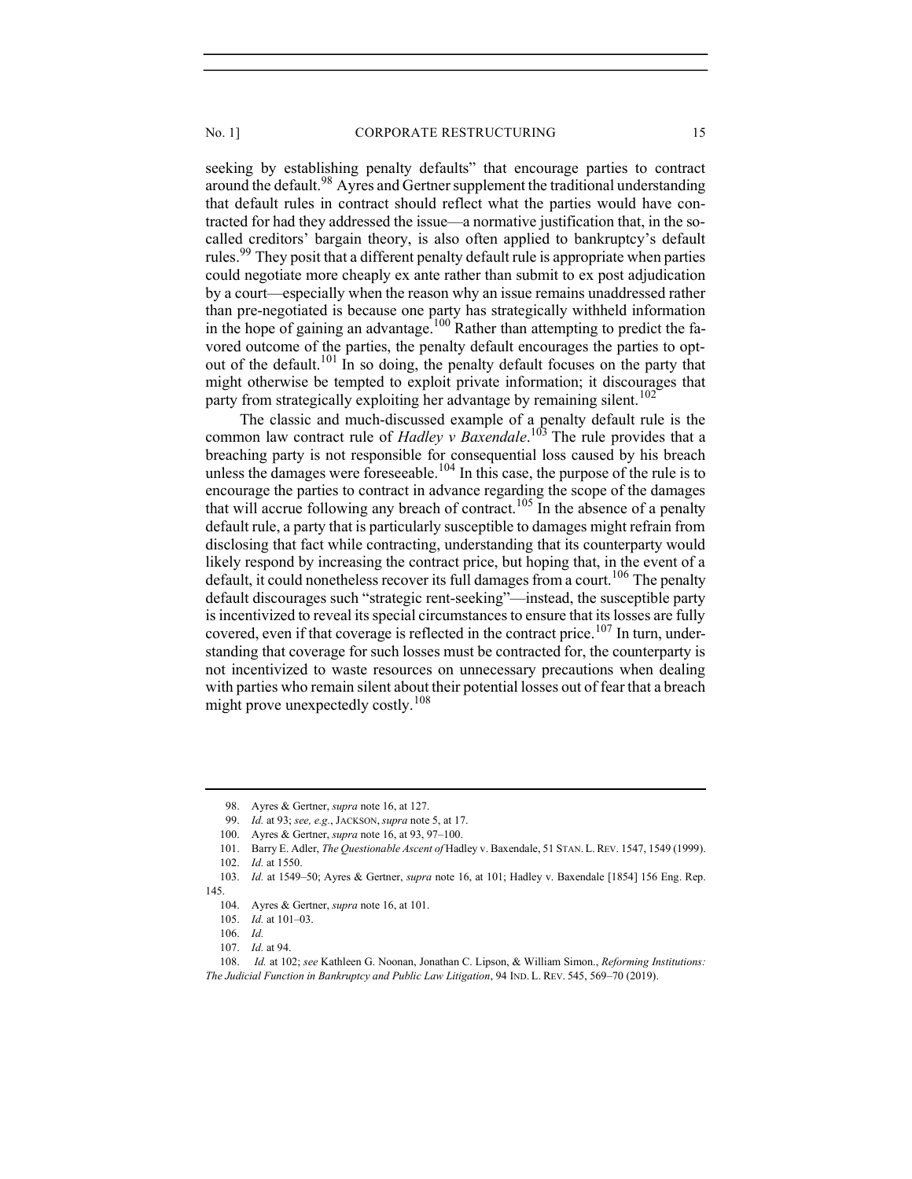seeking by establishing penalty defaults" that encourage parties to contract around the default.[98] Ayres and Gertner supplement the traditional understanding that default rules in contract should reflect what the parties would have contracted for had they addressed the issue—a normative justification that, in the so-called creditors' bargain theory, is also often applied to bankruptcy's default rules.[99] They posit that a different penalty default rule is appropriate when parties could negotiate more cheaply ex ante rather than submit to ex post adjudication by a court—especially when the reason why an issue remains unaddressed rather than pre-negotiated is because one party has strategically withheld information in the hope of gaining an advantage.[100] Rather than attempting to predict the favored outcome of the parties, the penalty default encourages the parties to opt-out of the default.[101] In so doing, the penalty default focuses on the party that might otherwise be tempted to exploit private information; it discourages that party from strategically exploiting her advantage by remaining silent.[102]

The classic and much-discussed example of a penalty default rule is the common law contract rule of *Hadley v Baxendale*.[103] The rule provides that a breaching party is not responsible for consequential loss caused by his breach unless the damages were foreseeable.[104] In this case, the purpose of the rule is to encourage the parties to contract in advance regarding the scope of the damages that will accrue following any breach of contract.[105] In the absence of a penalty default rule, a party that is particularly susceptible to damages might refrain from disclosing that fact while contracting, understanding that its counterparty would likely respond by increasing the contract price, but hoping that, in the event of a default, it could nonetheless recover its full damages from a court.[106] The penalty default discourages such "strategic rent-seeking"—instead, the susceptible party is incentivized to reveal its special circumstances to ensure that its losses are fully covered, even if that coverage is reflected in the contract price.[107] In turn, understanding that coverage for such losses must be contracted for, the counterparty is not incentivized to waste resources on unnecessary precautions when dealing with parties who remain silent about their potential losses out of fear that a breach might prove unexpectedly costly.[108]

---

98. Ayres & Gertner, *supra* note 16, at 127.

99. *Id.* at 93; *see, e.g.*, JACKSON, *supra* note 5, at 17.

100. Ayres & Gertner, *supra* note 16, at 93, 97–100.

101. Barry E. Adler, *The Questionable Ascent of* Hadley v. Baxendale, 51 STAN. L. REV. 1547, 1549 (1999).

102. *Id.* at 1550.

103. *Id.* at 1549–50; Ayres & Gertner, *supra* note 16, at 101; Hadley v. Baxendale [1854] 156 Eng. Rep. 145.

104. Ayres & Gertner, *supra* note 16, at 101.

105. *Id.* at 101–03.

106. *Id.*

107. *Id.* at 94.

108. *Id.* at 102; *see* Kathleen G. Noonan, Jonathan C. Lipson, & William Simon., *Reforming Institutions: The Judicial Function in Bankruptcy and Public Law Litigation*, 94 IND. L. REV. 545, 569–70 (2019).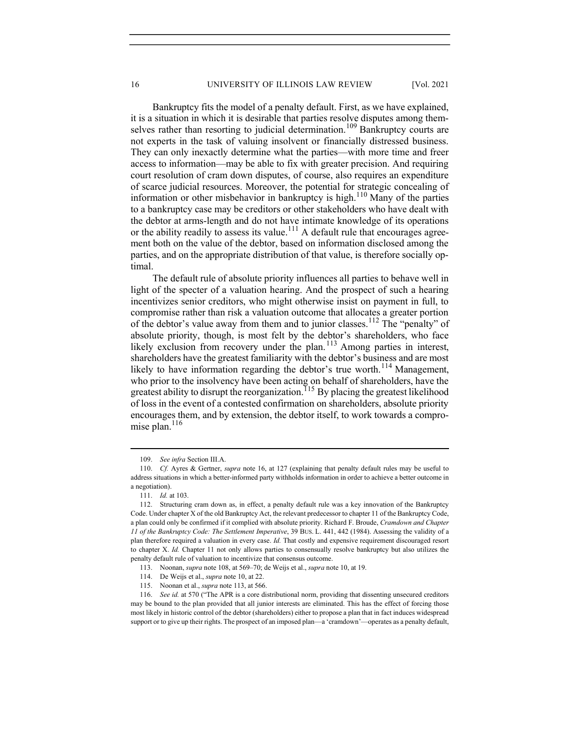Bankruptcy fits the model of a penalty default. First, as we have explained, it is a situation in which it is desirable that parties resolve disputes among themselves rather than resorting to judicial determination.[109] Bankruptcy courts are not experts in the task of valuing insolvent or financially distressed business. They can only inexactly determine what the parties—with more time and freer access to information—may be able to fix with greater precision. And requiring court resolution of cram down disputes, of course, also requires an expenditure of scarce judicial resources. Moreover, the potential for strategic concealing of information or other misbehavior in bankruptcy is high.[110] Many of the parties to a bankruptcy case may be creditors or other stakeholders who have dealt with the debtor at arms-length and do not have intimate knowledge of its operations or the ability readily to assess its value.[111] A default rule that encourages agreement both on the value of the debtor, based on information disclosed among the parties, and on the appropriate distribution of that value, is therefore socially optimal.

The default rule of absolute priority influences all parties to behave well in light of the specter of a valuation hearing. And the prospect of such a hearing incentivizes senior creditors, who might otherwise insist on payment in full, to compromise rather than risk a valuation outcome that allocates a greater portion of the debtor's value away from them and to junior classes.[112] The "penalty" of absolute priority, though, is most felt by the debtor's shareholders, who face likely exclusion from recovery under the plan.[113] Among parties in interest, shareholders have the greatest familiarity with the debtor's business and are most likely to have information regarding the debtor's true worth.[114] Management, who prior to the insolvency have been acting on behalf of shareholders, have the greatest ability to disrupt the reorganization.[115] By placing the greatest likelihood of loss in the event of a contested confirmation on shareholders, absolute priority encourages them, and by extension, the debtor itself, to work towards a compromise plan.[116]

---

109. *See infra* Section III.A.

110. *Cf.* Ayres & Gertner, *supra* note 16, at 127 (explaining that penalty default rules may be useful to address situations in which a better-informed party withholds information in order to achieve a better outcome in a negotiation).

111. *Id.* at 103.

112. Structuring cram down as, in effect, a penalty default rule was a key innovation of the Bankruptcy Code. Under chapter X of the old Bankruptcy Act, the relevant predecessor to chapter 11 of the Bankruptcy Code, a plan could only be confirmed if it complied with absolute priority. Richard F. Broude, *Cramdown and Chapter 11 of the Bankruptcy Code: The Settlement Imperative*, 39 BUS. L. 441, 442 (1984). Assessing the validity of a plan therefore required a valuation in every case. *Id.* That costly and expensive requirement discouraged resort to chapter X. *Id.* Chapter 11 not only allows parties to consensually resolve bankruptcy but also utilizes the penalty default rule of valuation to incentivize that consensus outcome.

113. Noonan, *supra* note 108, at 569–70; de Weijs et al., *supra* note 10, at 19.

114. De Weijs et al., *supra* note 10, at 22.

115. Noonan et al., *supra* note 113, at 566.

116. *See id.* at 570 ("The APR is a core distributional norm, providing that dissenting unsecured creditors may be bound to the plan provided that all junior interests are eliminated. This has the effect of forcing those most likely in historic control of the debtor (shareholders) either to propose a plan that in fact induces widespread support or to give up their rights. The prospect of an imposed plan—a 'cramdown'—operates as a penalty default,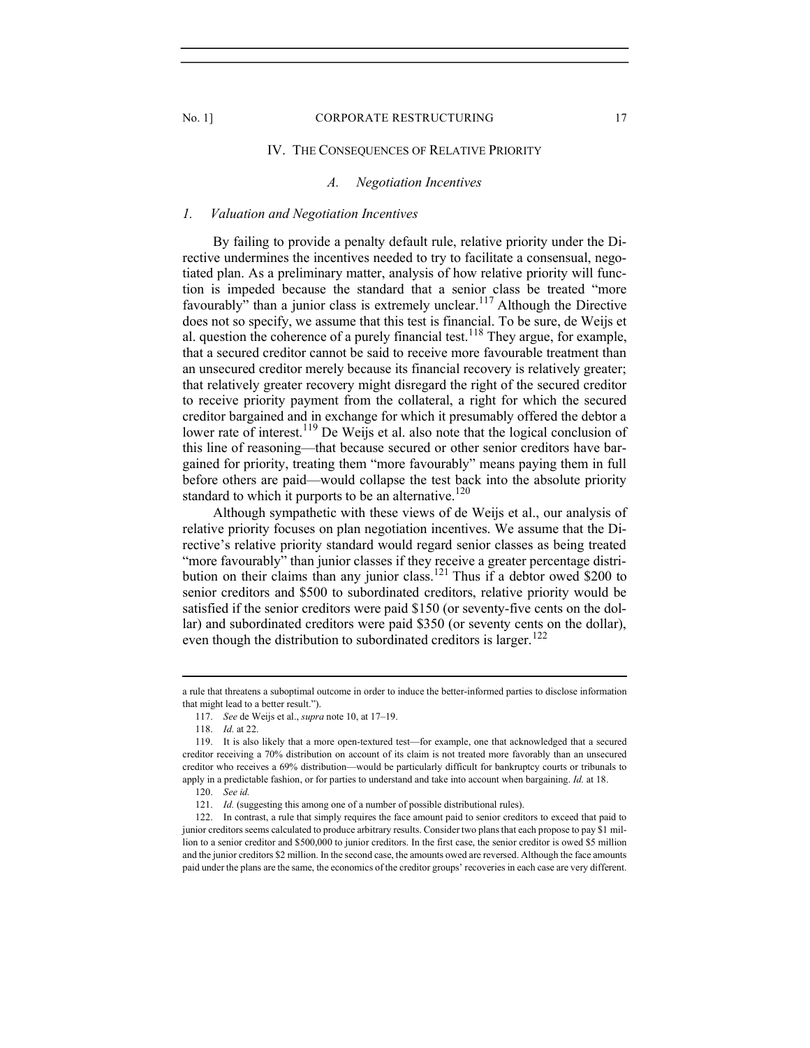## IV. The Consequences of Relative Priority

### *A. Negotiation Incentives*

#### *1. Valuation and Negotiation Incentives*

By failing to provide a penalty default rule, relative priority under the Directive undermines the incentives needed to try to facilitate a consensual, negotiated plan. As a preliminary matter, analysis of how relative priority will function is impeded because the standard that a senior class be treated "more favourably" than a junior class is extremely unclear.[117] Although the Directive does not so specify, we assume that this test is financial. To be sure, de Weijs et al. question the coherence of a purely financial test.[118] They argue, for example, that a secured creditor cannot be said to receive more favourable treatment than an unsecured creditor merely because its financial recovery is relatively greater; that relatively greater recovery might disregard the right of the secured creditor to receive priority payment from the collateral, a right for which the secured creditor bargained and in exchange for which it presumably offered the debtor a lower rate of interest.[119] De Weijs et al. also note that the logical conclusion of this line of reasoning—that because secured or other senior creditors have bargained for priority, treating them "more favourably" means paying them in full before others are paid—would collapse the test back into the absolute priority standard to which it purports to be an alternative.[120]

Although sympathetic with these views of de Weijs et al., our analysis of relative priority focuses on plan negotiation incentives. We assume that the Directive's relative priority standard would regard senior classes as being treated "more favourably" than junior classes if they receive a greater percentage distribution on their claims than any junior class.[121] Thus if a debtor owed $200 to senior creditors and $500 to subordinated creditors, relative priority would be satisfied if the senior creditors were paid $150 (or seventy-five cents on the dollar) and subordinated creditors were paid $350 (or seventy cents on the dollar), even though the distribution to subordinated creditors is larger.[122]

---

a rule that threatens a suboptimal outcome in order to induce the better-informed parties to disclose information that might lead to a better result.").

117. *See* de Weijs et al., *supra* note 10, at 17–19.

118. *Id.* at 22.

119. It is also likely that a more open-textured test—for example, one that acknowledged that a secured creditor receiving a 70% distribution on account of its claim is not treated more favorably than an unsecured creditor who receives a 69% distribution—would be particularly difficult for bankruptcy courts or tribunals to apply in a predictable fashion, or for parties to understand and take into account when bargaining. *Id.* at 18.

120. *See id.*

121. *Id.* (suggesting this among one of a number of possible distributional rules).

122. In contrast, a rule that simply requires the face amount paid to senior creditors to exceed that paid to junior creditors seems calculated to produce arbitrary results. Consider two plans that each propose to pay $1 million to a senior creditor and $500,000 to junior creditors. In the first case, the senior creditor is owed $5 million and the junior creditors $2 million. In the second case, the amounts owed are reversed. Although the face amounts paid under the plans are the same, the economics of the creditor groups' recoveries in each case are very different.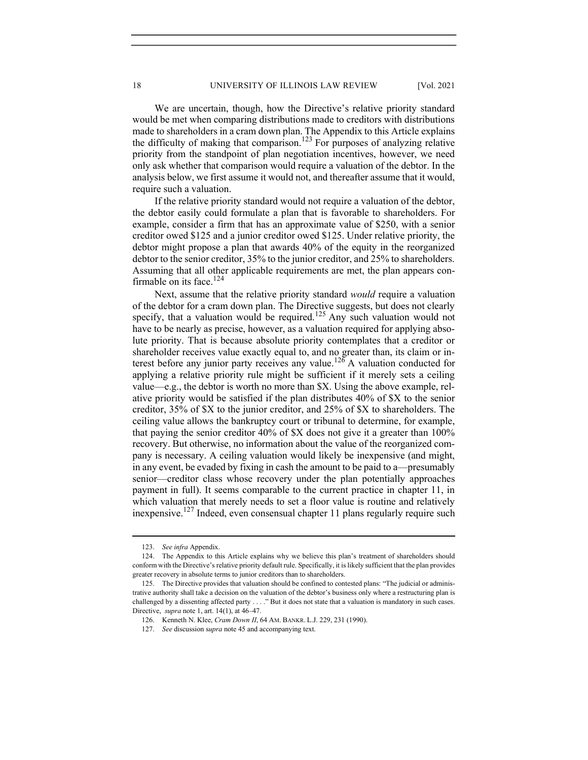We are uncertain, though, how the Directive's relative priority standard would be met when comparing distributions made to creditors with distributions made to shareholders in a cram down plan. The Appendix to this Article explains the difficulty of making that comparison.[123] For purposes of analyzing relative priority from the standpoint of plan negotiation incentives, however, we need only ask whether that comparison would require a valuation of the debtor. In the analysis below, we first assume it would not, and thereafter assume that it would, require such a valuation.

If the relative priority standard would not require a valuation of the debtor, the debtor easily could formulate a plan that is favorable to shareholders. For example, consider a firm that has an approximate value of $250, with a senior creditor owed $125 and a junior creditor owed $125. Under relative priority, the debtor might propose a plan that awards 40% of the equity in the reorganized debtor to the senior creditor, 35% to the junior creditor, and 25% to shareholders. Assuming that all other applicable requirements are met, the plan appears confirmable on its face.[124]

Next, assume that the relative priority standard *would* require a valuation of the debtor for a cram down plan. The Directive suggests, but does not clearly specify, that a valuation would be required.[125] Any such valuation would not have to be nearly as precise, however, as a valuation required for applying absolute priority. That is because absolute priority contemplates that a creditor or shareholder receives value exactly equal to, and no greater than, its claim or interest before any junior party receives any value.[126] A valuation conducted for applying a relative priority rule might be sufficient if it merely sets a ceiling value—e.g., the debtor is worth no more than $X. Using the above example, relative priority would be satisfied if the plan distributes 40% of $X to the senior creditor, 35% of $X to the junior creditor, and 25% of $X to shareholders. The ceiling value allows the bankruptcy court or tribunal to determine, for example, that paying the senior creditor 40% of $X does not give it a greater than 100% recovery. But otherwise, no information about the value of the reorganized company is necessary. A ceiling valuation would likely be inexpensive (and might, in any event, be evaded by fixing in cash the amount to be paid to a—presumably senior—creditor class whose recovery under the plan potentially approaches payment in full). It seems comparable to the current practice in chapter 11, in which valuation that merely needs to set a floor value is routine and relatively inexpensive.[127] Indeed, even consensual chapter 11 plans regularly require such

---

123. *See infra* Appendix.

124. The Appendix to this Article explains why we believe this plan's treatment of shareholders should conform with the Directive's relative priority default rule. Specifically, it is likely sufficient that the plan provides greater recovery in absolute terms to junior creditors than to shareholders.

125. The Directive provides that valuation should be confined to contested plans: "The judicial or administrative authority shall take a decision on the valuation of the debtor's business only where a restructuring plan is challenged by a dissenting affected party . . . ." But it does not state that a valuation is mandatory in such cases. Directive, *supra* note 1, art. 14(1), at 46–47.

126. Kenneth N. Klee, *Cram Down II*, 64 AM. BANKR. L.J. 229, 231 (1990).

127. *See* discussion s*upra* note 45 and accompanying text.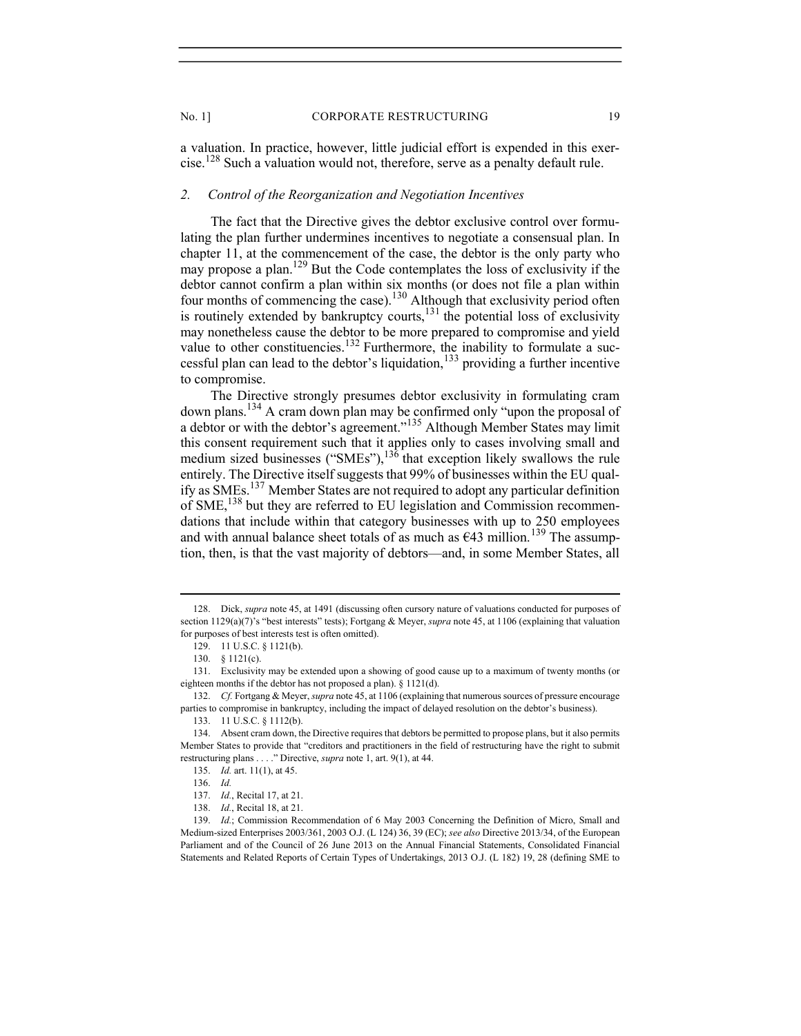a valuation. In practice, however, little judicial effort is expended in this exercise.[128] Such a valuation would not, therefore, serve as a penalty default rule.

### 2. *Control of the Reorganization and Negotiation Incentives*

The fact that the Directive gives the debtor exclusive control over formulating the plan further undermines incentives to negotiate a consensual plan. In chapter 11, at the commencement of the case, the debtor is the only party who may propose a plan.[129] But the Code contemplates the loss of exclusivity if the debtor cannot confirm a plan within six months (or does not file a plan within four months of commencing the case).[130] Although that exclusivity period often is routinely extended by bankruptcy courts,[131] the potential loss of exclusivity may nonetheless cause the debtor to be more prepared to compromise and yield value to other constituencies.[132] Furthermore, the inability to formulate a successful plan can lead to the debtor's liquidation,[133] providing a further incentive to compromise.

The Directive strongly presumes debtor exclusivity in formulating cram down plans.[134] A cram down plan may be confirmed only "upon the proposal of a debtor or with the debtor's agreement."[135] Although Member States may limit this consent requirement such that it applies only to cases involving small and medium sized businesses ("SMEs"),[136] that exception likely swallows the rule entirely. The Directive itself suggests that 99% of businesses within the EU qualify as SMEs.[137] Member States are not required to adopt any particular definition of SME,[138] but they are referred to EU legislation and Commission recommendations that include within that category businesses with up to 250 employees and with annual balance sheet totals of as much as €43 million.[139] The assumption, then, is that the vast majority of debtors—and, in some Member States, all

---

128. Dick, *supra* note 45, at 1491 (discussing often cursory nature of valuations conducted for purposes of section 1129(a)(7)'s "best interests" tests); Fortgang & Meyer, *supra* note 45, at 1106 (explaining that valuation for purposes of best interests test is often omitted).

129. 11 U.S.C. § 1121(b).

130. § 1121(c).

131. Exclusivity may be extended upon a showing of good cause up to a maximum of twenty months (or eighteen months if the debtor has not proposed a plan). § 1121(d).

132. *Cf.* Fortgang & Meyer, *supra* note 45, at 1106 (explaining that numerous sources of pressure encourage parties to compromise in bankruptcy, including the impact of delayed resolution on the debtor's business).

133. 11 U.S.C. § 1112(b).

134. Absent cram down, the Directive requires that debtors be permitted to propose plans, but it also permits Member States to provide that "creditors and practitioners in the field of restructuring have the right to submit restructuring plans . . . ." Directive, *supra* note 1, art. 9(1), at 44.

135. *Id.* art. 11(1), at 45.

136. *Id.*

137. *Id.*, Recital 17, at 21.

138. *Id.*, Recital 18, at 21.

139. *Id.*; Commission Recommendation of 6 May 2003 Concerning the Definition of Micro, Small and Medium-sized Enterprises 2003/361, 2003 O.J. (L 124) 36, 39 (EC); *see also* Directive 2013/34, of the European Parliament and of the Council of 26 June 2013 on the Annual Financial Statements, Consolidated Financial Statements and Related Reports of Certain Types of Undertakings, 2013 O.J. (L 182) 19, 28 (defining SME to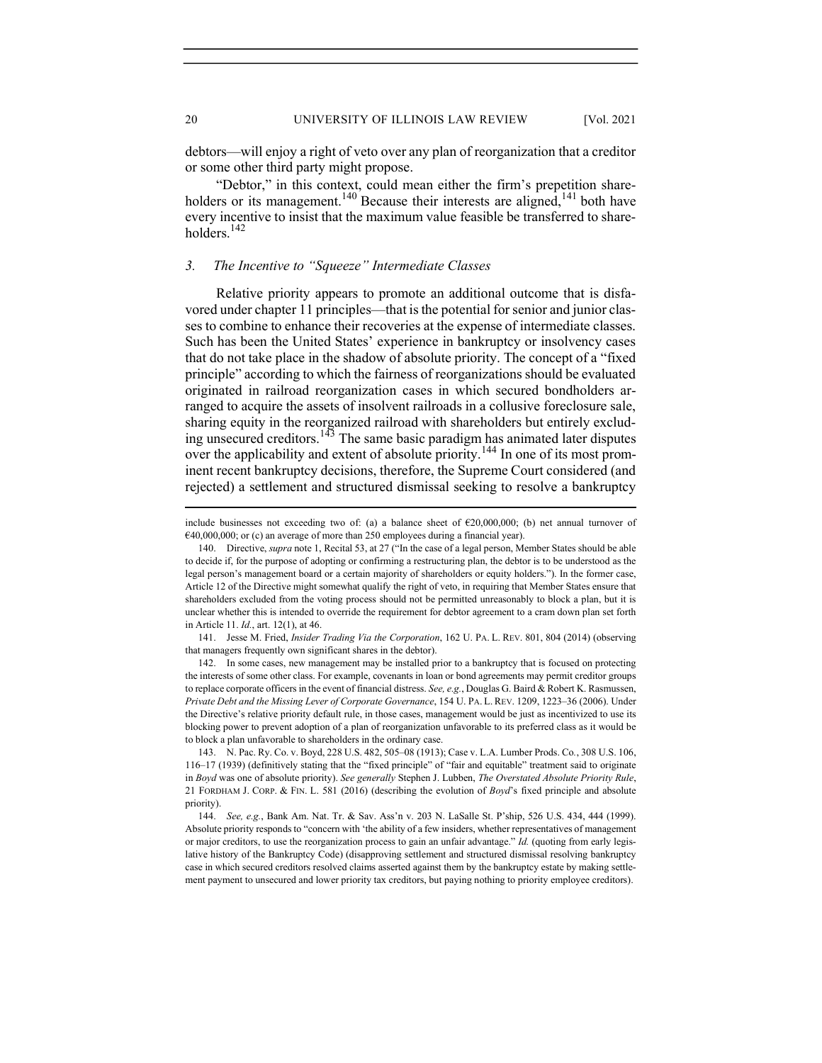debtors—will enjoy a right of veto over any plan of reorganization that a creditor or some other third party might propose.

"Debtor," in this context, could mean either the firm's prepetition shareholders or its management.[140] Because their interests are aligned,[141] both have every incentive to insist that the maximum value feasible be transferred to shareholders.[142]

### *3. The Incentive to "Squeeze" Intermediate Classes*

Relative priority appears to promote an additional outcome that is disfavored under chapter 11 principles—that is the potential for senior and junior classes to combine to enhance their recoveries at the expense of intermediate classes. Such has been the United States' experience in bankruptcy or insolvency cases that do not take place in the shadow of absolute priority. The concept of a "fixed principle" according to which the fairness of reorganizations should be evaluated originated in railroad reorganization cases in which secured bondholders arranged to acquire the assets of insolvent railroads in a collusive foreclosure sale, sharing equity in the reorganized railroad with shareholders but entirely excluding unsecured creditors.[143] The same basic paradigm has animated later disputes over the applicability and extent of absolute priority.[144] In one of its most prominent recent bankruptcy decisions, therefore, the Supreme Court considered (and rejected) a settlement and structured dismissal seeking to resolve a bankruptcy

---

include businesses not exceeding two of: (a) a balance sheet of €20,000,000; (b) net annual turnover of €40,000,000; or (c) an average of more than 250 employees during a financial year).

140. Directive, *supra* note 1, Recital 53, at 27 ("In the case of a legal person, Member States should be able to decide if, for the purpose of adopting or confirming a restructuring plan, the debtor is to be understood as the legal person's management board or a certain majority of shareholders or equity holders."). In the former case, Article 12 of the Directive might somewhat qualify the right of veto, in requiring that Member States ensure that shareholders excluded from the voting process should not be permitted unreasonably to block a plan, but it is unclear whether this is intended to override the requirement for debtor agreement to a cram down plan set forth in Article 11. *Id.*, art. 12(1), at 46.

141. Jesse M. Fried, *Insider Trading Via the Corporation*, 162 U. PA. L. REV. 801, 804 (2014) (observing that managers frequently own significant shares in the debtor).

142. In some cases, new management may be installed prior to a bankruptcy that is focused on protecting the interests of some other class. For example, covenants in loan or bond agreements may permit creditor groups to replace corporate officers in the event of financial distress. *See, e.g.*, Douglas G. Baird & Robert K. Rasmussen, *Private Debt and the Missing Lever of Corporate Governance*, 154 U. PA. L. REV. 1209, 1223–36 (2006). Under the Directive's relative priority default rule, in those cases, management would be just as incentivized to use its blocking power to prevent adoption of a plan of reorganization unfavorable to its preferred class as it would be to block a plan unfavorable to shareholders in the ordinary case.

143. N. Pac. Ry. Co. v. Boyd, 228 U.S. 482, 505–08 (1913); Case v. L.A. Lumber Prods. Co., 308 U.S. 106, 116–17 (1939) (definitively stating that the "fixed principle" of "fair and equitable" treatment said to originate in *Boyd* was one of absolute priority). *See generally* Stephen J. Lubben, *The Overstated Absolute Priority Rule*, 21 FORDHAM J. CORP. & FIN. L. 581 (2016) (describing the evolution of *Boyd*'s fixed principle and absolute priority).

144. *See, e.g.*, Bank Am. Nat. Tr. & Sav. Ass'n v. 203 N. LaSalle St. P'ship, 526 U.S. 434, 444 (1999). Absolute priority responds to "concern with 'the ability of a few insiders, whether representatives of management or major creditors, to use the reorganization process to gain an unfair advantage." *Id.* (quoting from early legislative history of the Bankruptcy Code) (disapproving settlement and structured dismissal resolving bankruptcy case in which secured creditors resolved claims asserted against them by the bankruptcy estate by making settlement payment to unsecured and lower priority tax creditors, but paying nothing to priority employee creditors).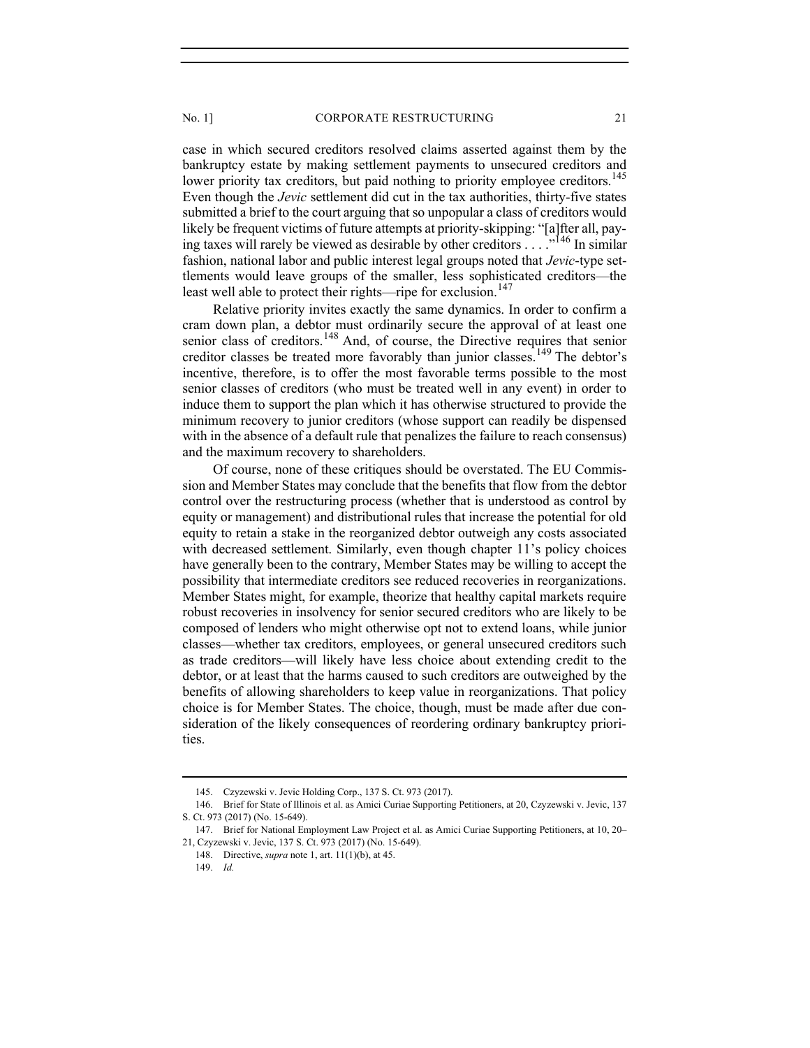case in which secured creditors resolved claims asserted against them by the bankruptcy estate by making settlement payments to unsecured creditors and lower priority tax creditors, but paid nothing to priority employee creditors.[145] Even though the *Jevic* settlement did cut in the tax authorities, thirty-five states submitted a brief to the court arguing that so unpopular a class of creditors would likely be frequent victims of future attempts at priority-skipping: "[a]fter all, paying taxes will rarely be viewed as desirable by other creditors . . . ."[146] In similar fashion, national labor and public interest legal groups noted that *Jevic*-type settlements would leave groups of the smaller, less sophisticated creditors—the least well able to protect their rights—ripe for exclusion.[147]

Relative priority invites exactly the same dynamics. In order to confirm a cram down plan, a debtor must ordinarily secure the approval of at least one senior class of creditors.[148] And, of course, the Directive requires that senior creditor classes be treated more favorably than junior classes.[149] The debtor's incentive, therefore, is to offer the most favorable terms possible to the most senior classes of creditors (who must be treated well in any event) in order to induce them to support the plan which it has otherwise structured to provide the minimum recovery to junior creditors (whose support can readily be dispensed with in the absence of a default rule that penalizes the failure to reach consensus) and the maximum recovery to shareholders.

Of course, none of these critiques should be overstated. The EU Commission and Member States may conclude that the benefits that flow from the debtor control over the restructuring process (whether that is understood as control by equity or management) and distributional rules that increase the potential for old equity to retain a stake in the reorganized debtor outweigh any costs associated with decreased settlement. Similarly, even though chapter 11's policy choices have generally been to the contrary, Member States may be willing to accept the possibility that intermediate creditors see reduced recoveries in reorganizations. Member States might, for example, theorize that healthy capital markets require robust recoveries in insolvency for senior secured creditors who are likely to be composed of lenders who might otherwise opt not to extend loans, while junior classes—whether tax creditors, employees, or general unsecured creditors such as trade creditors—will likely have less choice about extending credit to the debtor, or at least that the harms caused to such creditors are outweighed by the benefits of allowing shareholders to keep value in reorganizations. That policy choice is for Member States. The choice, though, must be made after due consideration of the likely consequences of reordering ordinary bankruptcy priorities.

---

145. Czyzewski v. Jevic Holding Corp., 137 S. Ct. 973 (2017).

146. Brief for State of Illinois et al. as Amici Curiae Supporting Petitioners, at 20, Czyzewski v. Jevic, 137 S. Ct. 973 (2017) (No. 15-649).

147. Brief for National Employment Law Project et al. as Amici Curiae Supporting Petitioners, at 10, 20–21, Czyzewski v. Jevic, 137 S. Ct. 973 (2017) (No. 15-649).

148. Directive, *supra* note 1, art. 11(1)(b), at 45.

149. *Id.*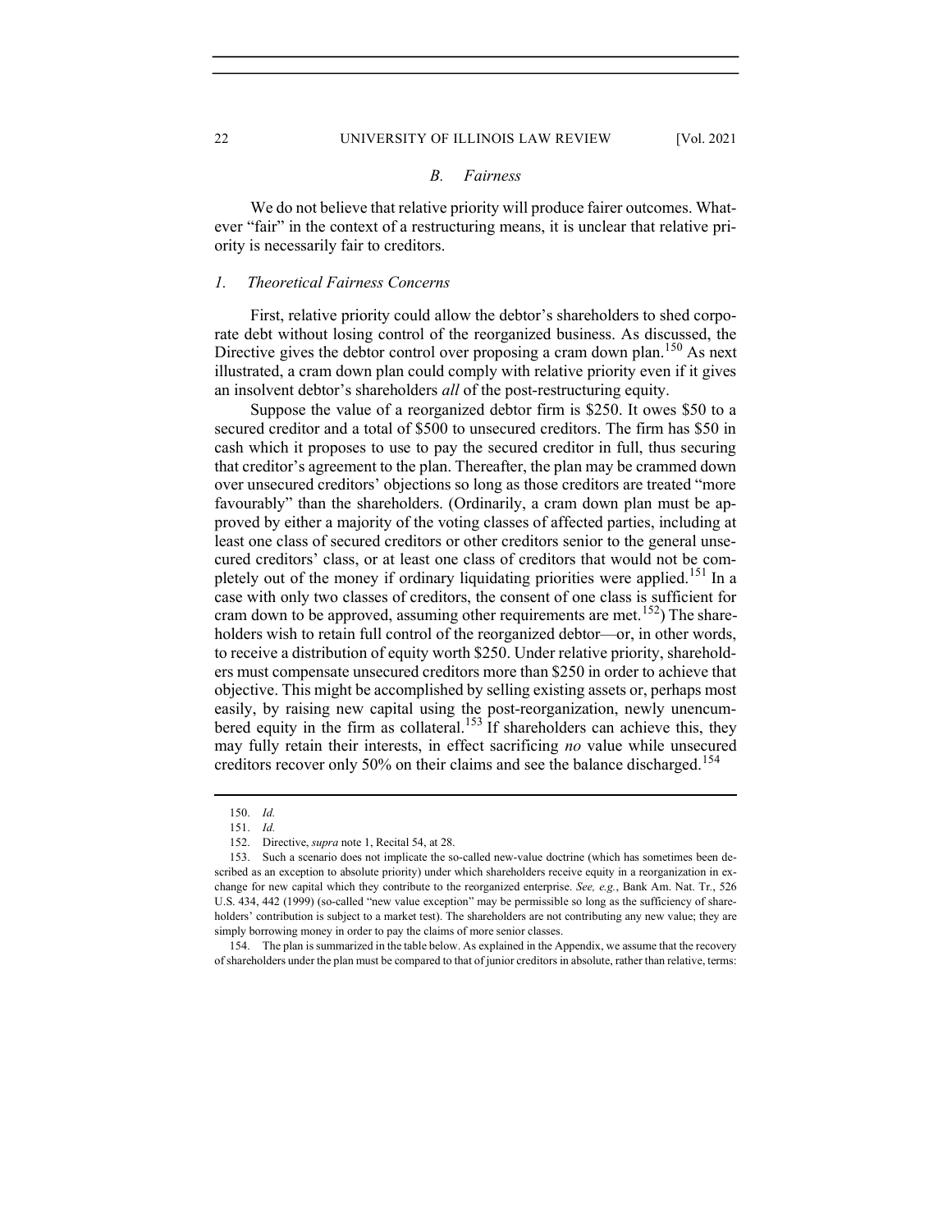### *B. Fairness*

We do not believe that relative priority will produce fairer outcomes. Whatever "fair" in the context of a restructuring means, it is unclear that relative priority is necessarily fair to creditors.

#### *1. Theoretical Fairness Concerns*

First, relative priority could allow the debtor's shareholders to shed corporate debt without losing control of the reorganized business. As discussed, the Directive gives the debtor control over proposing a cram down plan.[150] As next illustrated, a cram down plan could comply with relative priority even if it gives an insolvent debtor's shareholders *all* of the post-restructuring equity.

Suppose the value of a reorganized debtor firm is \$250. It owes \$50 to a secured creditor and a total of \$500 to unsecured creditors. The firm has \$50 in cash which it proposes to use to pay the secured creditor in full, thus securing that creditor's agreement to the plan. Thereafter, the plan may be crammed down over unsecured creditors' objections so long as those creditors are treated "more favourably" than the shareholders. (Ordinarily, a cram down plan must be approved by either a majority of the voting classes of affected parties, including at least one class of secured creditors or other creditors senior to the general unsecured creditors' class, or at least one class of creditors that would not be completely out of the money if ordinary liquidating priorities were applied.[151] In a case with only two classes of creditors, the consent of one class is sufficient for cram down to be approved, assuming other requirements are met.[152]) The shareholders wish to retain full control of the reorganized debtor—or, in other words, to receive a distribution of equity worth \$250. Under relative priority, shareholders must compensate unsecured creditors more than \$250 in order to achieve that objective. This might be accomplished by selling existing assets or, perhaps most easily, by raising new capital using the post-reorganization, newly unencumbered equity in the firm as collateral.[153] If shareholders can achieve this, they may fully retain their interests, in effect sacrificing *no* value while unsecured creditors recover only 50% on their claims and see the balance discharged.[154]

---

150. *Id.*

151. *Id.*

152. Directive, *supra* note 1, Recital 54, at 28.

153. Such a scenario does not implicate the so-called new-value doctrine (which has sometimes been described as an exception to absolute priority) under which shareholders receive equity in a reorganization in exchange for new capital which they contribute to the reorganized enterprise. *See, e.g.*, Bank Am. Nat. Tr., 526 U.S. 434, 442 (1999) (so-called "new value exception" may be permissible so long as the sufficiency of shareholders' contribution is subject to a market test). The shareholders are not contributing any new value; they are simply borrowing money in order to pay the claims of more senior classes.

154. The plan is summarized in the table below. As explained in the Appendix, we assume that the recovery of shareholders under the plan must be compared to that of junior creditors in absolute, rather than relative, terms: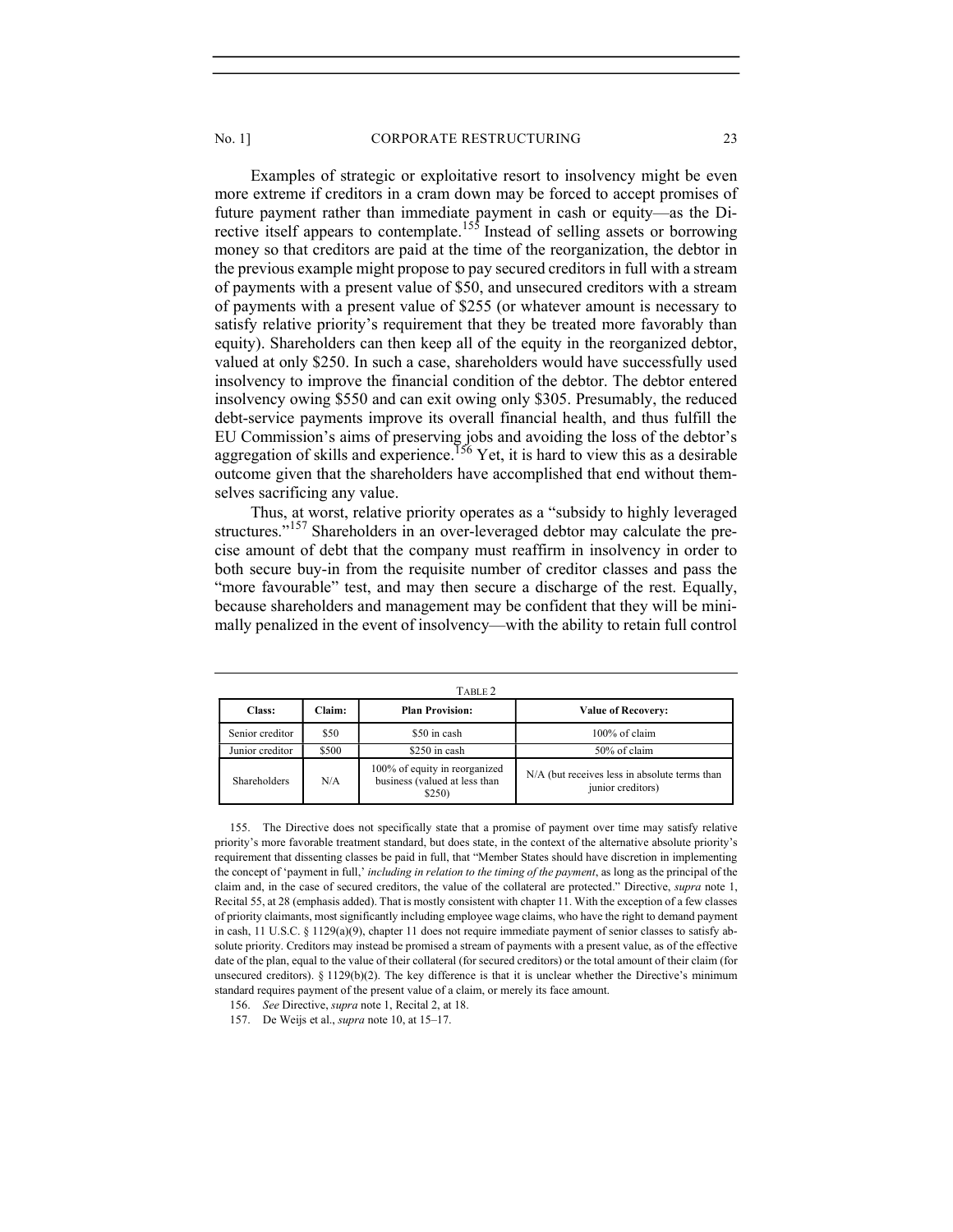Examples of strategic or exploitative resort to insolvency might be even more extreme if creditors in a cram down may be forced to accept promises of future payment rather than immediate payment in cash or equity—as the Directive itself appears to contemplate.[155] Instead of selling assets or borrowing money so that creditors are paid at the time of the reorganization, the debtor in the previous example might propose to pay secured creditors in full with a stream of payments with a present value of $50, and unsecured creditors with a stream of payments with a present value of $255 (or whatever amount is necessary to satisfy relative priority's requirement that they be treated more favorably than equity). Shareholders can then keep all of the equity in the reorganized debtor, valued at only $250. In such a case, shareholders would have successfully used insolvency to improve the financial condition of the debtor. The debtor entered insolvency owing $550 and can exit owing only $305. Presumably, the reduced debt-service payments improve its overall financial health, and thus fulfill the EU Commission's aims of preserving jobs and avoiding the loss of the debtor's aggregation of skills and experience.[156] Yet, it is hard to view this as a desirable outcome given that the shareholders have accomplished that end without themselves sacrificing any value.

Thus, at worst, relative priority operates as a "subsidy to highly leveraged structures."[157] Shareholders in an over-leveraged debtor may calculate the precise amount of debt that the company must reaffirm in insolvency in order to both secure buy-in from the requisite number of creditor classes and pass the "more favourable" test, and may then secure a discharge of the rest. Equally, because shareholders and management may be confident that they will be minimally penalized in the event of insolvency—with the ability to retain full control

TABLE 2

| Class: | Claim: | Plan Provision: | Value of Recovery: |
|---|---|---|---|
| Senior creditor | $50 | $50 in cash | 100% of claim |
| Junior creditor | $500 | $250 in cash | 50% of claim |
| Shareholders | N/A | 100% of equity in reorganized business (valued at less than $250) | N/A (but receives less in absolute terms than junior creditors) |

155. The Directive does not specifically state that a promise of payment over time may satisfy relative priority's more favorable treatment standard, but does state, in the context of the alternative absolute priority's requirement that dissenting classes be paid in full, that "Member States should have discretion in implementing the concept of 'payment in full,' *including in relation to the timing of the payment*, as long as the principal of the claim and, in the case of secured creditors, the value of the collateral are protected." Directive, *supra* note 1, Recital 55, at 28 (emphasis added). That is mostly consistent with chapter 11. With the exception of a few classes of priority claimants, most significantly including employee wage claims, who have the right to demand payment in cash, 11 U.S.C. § 1129(a)(9), chapter 11 does not require immediate payment of senior classes to satisfy absolute priority. Creditors may instead be promised a stream of payments with a present value, as of the effective date of the plan, equal to the value of their collateral (for secured creditors) or the total amount of their claim (for unsecured creditors). § 1129(b)(2). The key difference is that it is unclear whether the Directive's minimum standard requires payment of the present value of a claim, or merely its face amount.

156. *See* Directive, *supra* note 1, Recital 2, at 18.

157. De Weijs et al., *supra* note 10, at 15–17.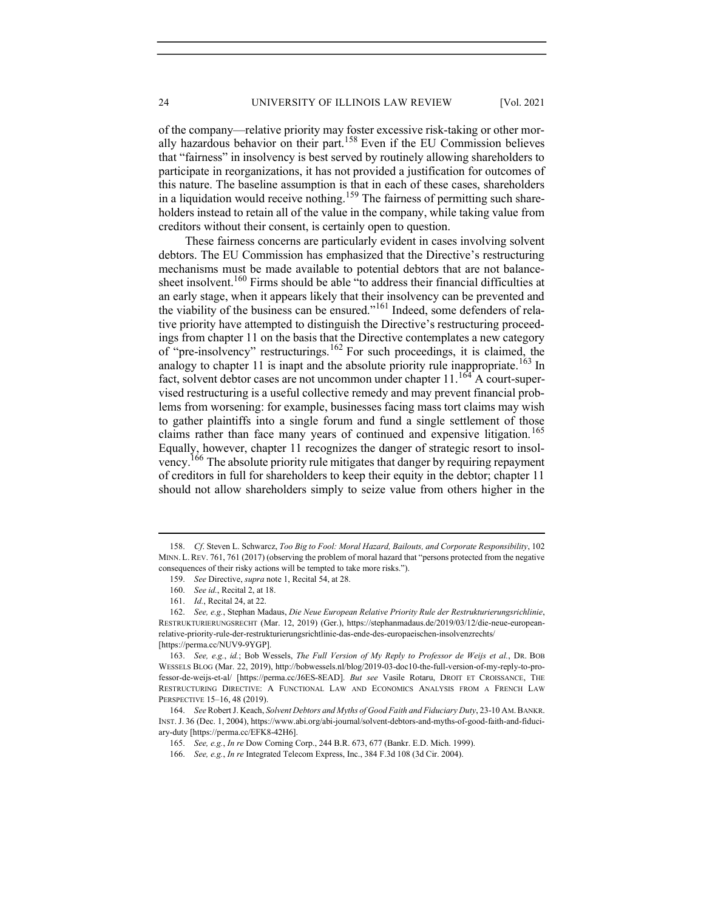of the company—relative priority may foster excessive risk-taking or other morally hazardous behavior on their part.[158] Even if the EU Commission believes that "fairness" in insolvency is best served by routinely allowing shareholders to participate in reorganizations, it has not provided a justification for outcomes of this nature. The baseline assumption is that in each of these cases, shareholders in a liquidation would receive nothing.[159] The fairness of permitting such shareholders instead to retain all of the value in the company, while taking value from creditors without their consent, is certainly open to question.

These fairness concerns are particularly evident in cases involving solvent debtors. The EU Commission has emphasized that the Directive's restructuring mechanisms must be made available to potential debtors that are not balance-sheet insolvent.[160] Firms should be able "to address their financial difficulties at an early stage, when it appears likely that their insolvency can be prevented and the viability of the business can be ensured."[161] Indeed, some defenders of relative priority have attempted to distinguish the Directive's restructuring proceedings from chapter 11 on the basis that the Directive contemplates a new category of "pre-insolvency" restructurings.[162] For such proceedings, it is claimed, the analogy to chapter 11 is inapt and the absolute priority rule inappropriate.[163] In fact, solvent debtor cases are not uncommon under chapter 11.[164] A court-supervised restructuring is a useful collective remedy and may prevent financial problems from worsening: for example, businesses facing mass tort claims may wish to gather plaintiffs into a single forum and fund a single settlement of those claims rather than face many years of continued and expensive litigation.[165] Equally, however, chapter 11 recognizes the danger of strategic resort to insolvency.[166] The absolute priority rule mitigates that danger by requiring repayment of creditors in full for shareholders to keep their equity in the debtor; chapter 11 should not allow shareholders simply to seize value from others higher in the

---

158. *Cf*. Steven L. Schwarcz, *Too Big to Fool: Moral Hazard, Bailouts, and Corporate Responsibility*, 102 MINN. L. REV. 761, 761 (2017) (observing the problem of moral hazard that "persons protected from the negative consequences of their risky actions will be tempted to take more risks.").

159. *See* Directive, *supra* note 1, Recital 54, at 28.

160. *See id.*, Recital 2, at 18.

161. *Id.*, Recital 24, at 22.

162. *See, e.g.*, Stephan Madaus, *Die Neue European Relative Priority Rule der Restrukturierungsrichlinie*, RESTRUKTURIERUNGSRECHT (Mar. 12, 2019) (Ger.), https://stephanmadaus.de/2019/03/12/die-neue-european-relative-priority-rule-der-restrukturierungsrichtlinie-das-ende-des-europaeischen-insolvenzrechts/ [https://perma.cc/NUV9-9YGP].

163. *See, e.g.*, *id.*; Bob Wessels, *The Full Version of My Reply to Professor de Weijs et al.*, DR. BOB WESSELS BLOG (Mar. 22, 2019), http://bobwessels.nl/blog/2019-03-doc10-the-full-version-of-my-reply-to-professor-de-weijs-et-al/ [https://perma.cc/J6ES-8EAD]. *But see* Vasile Rotaru, DROIT ET CROISSANCE, THE RESTRUCTURING DIRECTIVE: A FUNCTIONAL LAW AND ECONOMICS ANALYSIS FROM A FRENCH LAW PERSPECTIVE 15–16, 48 (2019).

164. *See* Robert J. Keach, *Solvent Debtors and Myths of Good Faith and Fiduciary Duty*, 23-10 AM. BANKR. INST. J. 36 (Dec. 1, 2004), https://www.abi.org/abi-journal/solvent-debtors-and-myths-of-good-faith-and-fiduciary-duty [https://perma.cc/EFK8-42H6].

165. *See, e.g.*, *In re* Dow Corning Corp., 244 B.R. 673, 677 (Bankr. E.D. Mich. 1999).

166. *See, e.g.*, *In re* Integrated Telecom Express, Inc., 384 F.3d 108 (3d Cir. 2004).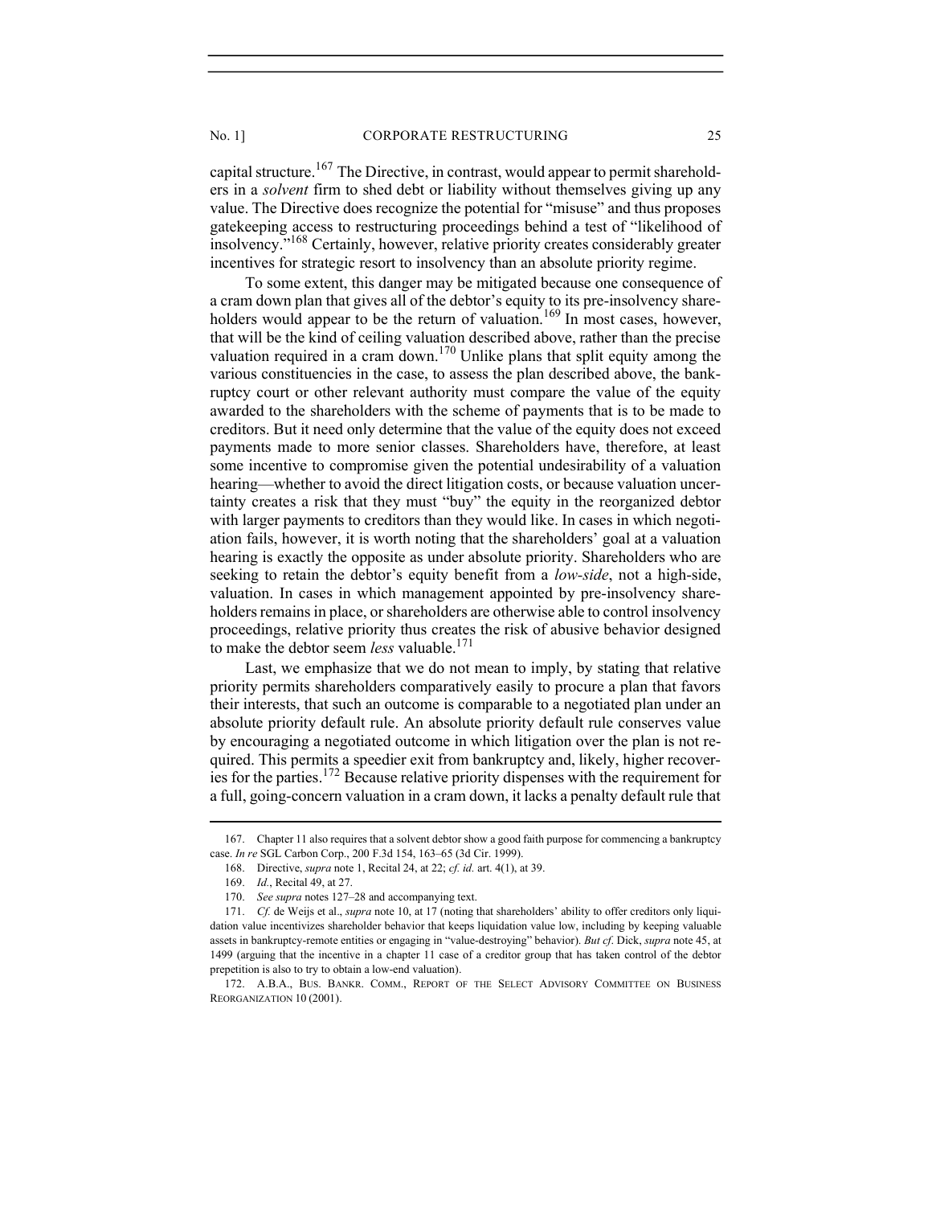capital structure.[167] The Directive, in contrast, would appear to permit shareholders in a *solvent* firm to shed debt or liability without themselves giving up any value. The Directive does recognize the potential for "misuse" and thus proposes gatekeeping access to restructuring proceedings behind a test of "likelihood of insolvency."[168] Certainly, however, relative priority creates considerably greater incentives for strategic resort to insolvency than an absolute priority regime.

To some extent, this danger may be mitigated because one consequence of a cram down plan that gives all of the debtor's equity to its pre-insolvency shareholders would appear to be the return of valuation.[169] In most cases, however, that will be the kind of ceiling valuation described above, rather than the precise valuation required in a cram down.[170] Unlike plans that split equity among the various constituencies in the case, to assess the plan described above, the bankruptcy court or other relevant authority must compare the value of the equity awarded to the shareholders with the scheme of payments that is to be made to creditors. But it need only determine that the value of the equity does not exceed payments made to more senior classes. Shareholders have, therefore, at least some incentive to compromise given the potential undesirability of a valuation hearing—whether to avoid the direct litigation costs, or because valuation uncertainty creates a risk that they must "buy" the equity in the reorganized debtor with larger payments to creditors than they would like. In cases in which negotiation fails, however, it is worth noting that the shareholders' goal at a valuation hearing is exactly the opposite as under absolute priority. Shareholders who are seeking to retain the debtor's equity benefit from a *low-side*, not a high-side, valuation. In cases in which management appointed by pre-insolvency shareholders remains in place, or shareholders are otherwise able to control insolvency proceedings, relative priority thus creates the risk of abusive behavior designed to make the debtor seem *less* valuable.[171]

Last, we emphasize that we do not mean to imply, by stating that relative priority permits shareholders comparatively easily to procure a plan that favors their interests, that such an outcome is comparable to a negotiated plan under an absolute priority default rule. An absolute priority default rule conserves value by encouraging a negotiated outcome in which litigation over the plan is not required. This permits a speedier exit from bankruptcy and, likely, higher recoveries for the parties.[172] Because relative priority dispenses with the requirement for a full, going-concern valuation in a cram down, it lacks a penalty default rule that

---

167. Chapter 11 also requires that a solvent debtor show a good faith purpose for commencing a bankruptcy case. *In re* SGL Carbon Corp., 200 F.3d 154, 163–65 (3d Cir. 1999).

168. Directive, *supra* note 1, Recital 24, at 22; *cf. id.* art. 4(1), at 39.

169. *Id.*, Recital 49, at 27.

170. *See supra* notes 127–28 and accompanying text.

171. *Cf.* de Weijs et al., *supra* note 10, at 17 (noting that shareholders' ability to offer creditors only liquidation value incentivizes shareholder behavior that keeps liquidation value low, including by keeping valuable assets in bankruptcy-remote entities or engaging in "value-destroying" behavior). *But cf.* Dick, *supra* note 45, at 1499 (arguing that the incentive in a chapter 11 case of a creditor group that has taken control of the debtor prepetition is also to try to obtain a low-end valuation).

172. A.B.A., BUS. BANKR. COMM., REPORT OF THE SELECT ADVISORY COMMITTEE ON BUSINESS REORGANIZATION 10 (2001).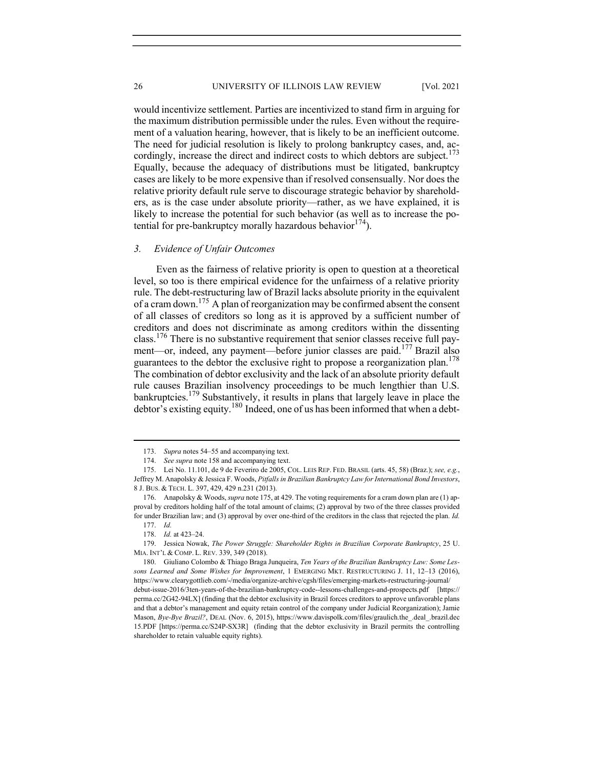would incentivize settlement. Parties are incentivized to stand firm in arguing for the maximum distribution permissible under the rules. Even without the requirement of a valuation hearing, however, that is likely to be an inefficient outcome. The need for judicial resolution is likely to prolong bankruptcy cases, and, accordingly, increase the direct and indirect costs to which debtors are subject.[173] Equally, because the adequacy of distributions must be litigated, bankruptcy cases are likely to be more expensive than if resolved consensually. Nor does the relative priority default rule serve to discourage strategic behavior by shareholders, as is the case under absolute priority—rather, as we have explained, it is likely to increase the potential for such behavior (as well as to increase the potential for pre-bankruptcy morally hazardous behavior[174]).

### *3. Evidence of Unfair Outcomes*

Even as the fairness of relative priority is open to question at a theoretical level, so too is there empirical evidence for the unfairness of a relative priority rule. The debt-restructuring law of Brazil lacks absolute priority in the equivalent of a cram down.[175] A plan of reorganization may be confirmed absent the consent of all classes of creditors so long as it is approved by a sufficient number of creditors and does not discriminate as among creditors within the dissenting class.[176] There is no substantive requirement that senior classes receive full payment—or, indeed, any payment—before junior classes are paid.[177] Brazil also guarantees to the debtor the exclusive right to propose a reorganization plan.[178] The combination of debtor exclusivity and the lack of an absolute priority default rule causes Brazilian insolvency proceedings to be much lengthier than U.S. bankruptcies.[179] Substantively, it results in plans that largely leave in place the debtor's existing equity.[180] Indeed, one of us has been informed that when a debt-

---

173. *Supra* notes 54–55 and accompanying text.

174. *See supra* note 158 and accompanying text.

175. Lei No. 11.101, de 9 de Feveriro de 2005, COL. LEIS REP. FED. BRASIL (arts. 45, 58) (Braz.); *see, e.g.*, Jeffrey M. Anapolsky & Jessica F. Woods, *Pitfalls in Brazilian Bankruptcy Law for International Bond Investors*, 8 J. BUS. & TECH. L. 397, 429, 429 n.231 (2013).

176. Anapolsky & Woods, *supra* note 175, at 429. The voting requirements for a cram down plan are (1) approval by creditors holding half of the total amount of claims; (2) approval by two of the three classes provided for under Brazilian law; and (3) approval by over one-third of the creditors in the class that rejected the plan. *Id.*

177. *Id.*

178. *Id.* at 423–24.

179. Jessica Nowak, *The Power Struggle: Shareholder Rights in Brazilian Corporate Bankruptcy*, 25 U. MIA. INT'L & COMP. L. REV. 339, 349 (2018).

180. Giuliano Colombo & Thiago Braga Junqueira, *Ten Years of the Brazilian Bankruptcy Law: Some Lessons Learned and Some Wishes for Improvement*, 1 EMERGING MKT. RESTRUCTURING J. 11, 12–13 (2016), https://www.clearygottlieb.com/-/media/organize-archive/cgsh/files/emerging-markets-restructuring-journal/debut-issue-2016/3ten-years-of-the-brazilian-bankruptcy-code--lessons-challenges-and-prospects.pdf [https://perma.cc/2G42-94LX] (finding that the debtor exclusivity in Brazil forces creditors to approve unfavorable plans and that a debtor's management and equity retain control of the company under Judicial Reorganization); Jamie Mason, *Bye-Bye Brazil?*, DEAL (Nov. 6, 2015), https://www.davispolk.com/files/graulich.the_.deal_.brazil.dec15.PDF [https://perma.cc/S24P-SX3R] (finding that the debtor exclusivity in Brazil permits the controlling shareholder to retain valuable equity rights).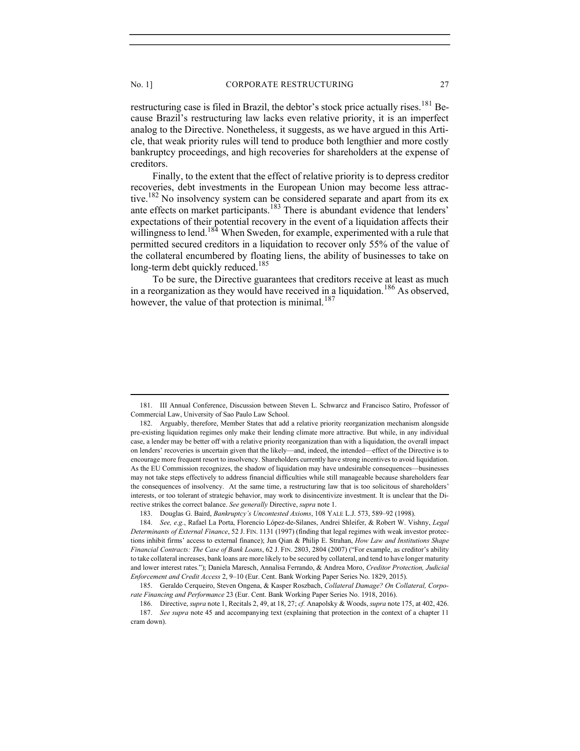restructuring case is filed in Brazil, the debtor's stock price actually rises.[181] Because Brazil's restructuring law lacks even relative priority, it is an imperfect analog to the Directive. Nonetheless, it suggests, as we have argued in this Article, that weak priority rules will tend to produce both lengthier and more costly bankruptcy proceedings, and high recoveries for shareholders at the expense of creditors.

Finally, to the extent that the effect of relative priority is to depress creditor recoveries, debt investments in the European Union may become less attractive.[182] No insolvency system can be considered separate and apart from its ex ante effects on market participants.[183] There is abundant evidence that lenders' expectations of their potential recovery in the event of a liquidation affects their willingness to lend.[184] When Sweden, for example, experimented with a rule that permitted secured creditors in a liquidation to recover only 55% of the value of the collateral encumbered by floating liens, the ability of businesses to take on long-term debt quickly reduced.[185]

To be sure, the Directive guarantees that creditors receive at least as much in a reorganization as they would have received in a liquidation.[186] As observed, however, the value of that protection is minimal.[187]

---

181. III Annual Conference, Discussion between Steven L. Schwarcz and Francisco Satiro, Professor of Commercial Law, University of Sao Paulo Law School.

182. Arguably, therefore, Member States that add a relative priority reorganization mechanism alongside pre-existing liquidation regimes only make their lending climate more attractive. But while, in any individual case, a lender may be better off with a relative priority reorganization than with a liquidation, the overall impact on lenders' recoveries is uncertain given that the likely—and, indeed, the intended—effect of the Directive is to encourage more frequent resort to insolvency. Shareholders currently have strong incentives to avoid liquidation. As the EU Commission recognizes, the shadow of liquidation may have undesirable consequences—businesses may not take steps effectively to address financial difficulties while still manageable because shareholders fear the consequences of insolvency. At the same time, a restructuring law that is too solicitous of shareholders' interests, or too tolerant of strategic behavior, may work to disincentivize investment. It is unclear that the Directive strikes the correct balance. *See generally* Directive, *supra* note 1.

183. Douglas G. Baird, *Bankruptcy's Uncontested Axioms*, 108 YALE L.J. 573, 589–92 (1998).

184. *See, e.g.*, Rafael La Porta, Florencio López-de-Silanes, Andrei Shleifer, & Robert W. Vishny, *Legal Determinants of External Finance*, 52 J. FIN. 1131 (1997) (finding that legal regimes with weak investor protections inhibit firms' access to external finance); Jun Qian & Philip E. Strahan, *How Law and Institutions Shape Financial Contracts: The Case of Bank Loans*, 62 J. FIN. 2803, 2804 (2007) ("For example, as creditor's ability to take collateral increases, bank loans are more likely to be secured by collateral, and tend to have longer maturity and lower interest rates."); Daniela Maresch, Annalisa Ferrando, & Andrea Moro, *Creditor Protection, Judicial Enforcement and Credit Access* 2, 9–10 (Eur. Cent. Bank Working Paper Series No. 1829, 2015).

185. Geraldo Cerqueiro, Steven Ongena, & Kasper Roszbach, *Collateral Damage? On Collateral, Corporate Financing and Performance* 23 (Eur. Cent. Bank Working Paper Series No. 1918, 2016).

186. Directive, *supra* note 1, Recitals 2, 49, at 18, 27; *cf.* Anapolsky & Woods, *supra* note 175, at 402, 426.

187. *See supra* note 45 and accompanying text (explaining that protection in the context of a chapter 11 cram down).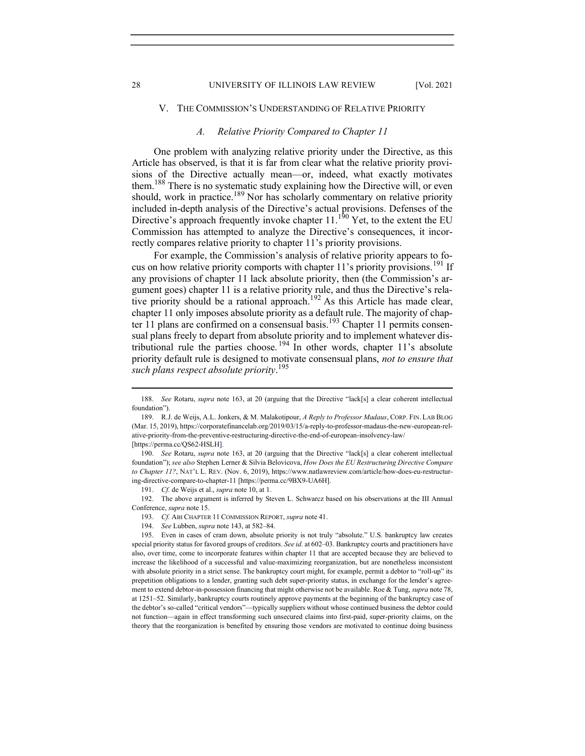## V. THE COMMISSION'S UNDERSTANDING OF RELATIVE PRIORITY

### *A. Relative Priority Compared to Chapter 11*

One problem with analyzing relative priority under the Directive, as this Article has observed, is that it is far from clear what the relative priority provisions of the Directive actually mean—or, indeed, what exactly motivates them.[188] There is no systematic study explaining how the Directive will, or even should, work in practice.[189] Nor has scholarly commentary on relative priority included in-depth analysis of the Directive's actual provisions. Defenses of the Directive's approach frequently invoke chapter 11.[190] Yet, to the extent the EU Commission has attempted to analyze the Directive's consequences, it incorrectly compares relative priority to chapter 11's priority provisions.

For example, the Commission's analysis of relative priority appears to focus on how relative priority comports with chapter 11's priority provisions.[191] If any provisions of chapter 11 lack absolute priority, then (the Commission's argument goes) chapter 11 is a relative priority rule, and thus the Directive's relative priority should be a rational approach.[192] As this Article has made clear, chapter 11 only imposes absolute priority as a default rule. The majority of chapter 11 plans are confirmed on a consensual basis.[193] Chapter 11 permits consensual plans freely to depart from absolute priority and to implement whatever distributional rule the parties choose.[194] In other words, chapter 11's absolute priority default rule is designed to motivate consensual plans, *not to ensure that such plans respect absolute priority*.[195]

---

188. *See* Rotaru, *supra* note 163, at 20 (arguing that the Directive "lack[s] a clear coherent intellectual foundation").

189. R.J. de Weijs, A.L. Jonkers, & M. Malakotipour, *A Reply to Professor Madaus*, CORP. FIN. LAB BLOG (Mar. 15, 2019), https://corporatefinancelab.org/2019/03/15/a-reply-to-professor-madaus-the-new-european-relative-priority-from-the-preventive-restructuring-directive-the-end-of-european-insolvency-law/ [https://perma.cc/QS62-HSLH].

190. *See* Rotaru, *supra* note 163, at 20 (arguing that the Directive "lack[s] a clear coherent intellectual foundation"); *see also* Stephen Lerner & Silvia Belovicova, *How Does the EU Restructuring Directive Compare to Chapter 11?*, NAT'L L. REV. (Nov. 6, 2019), https://www.natlawreview.com/article/how-does-eu-restructuring-directive-compare-to-chapter-11 [https://perma.cc/9BX9-UA6H].

191. *Cf.* de Weijs et al., *supra* note 10, at 1.

192. The above argument is inferred by Steven L. Schwarcz based on his observations at the III Annual Conference, *supra* note 15.

193. *Cf.* ABI CHAPTER 11 COMMISSION REPORT, *supra* note 41.

194. *See* Lubben, *supra* note 143, at 582–84.

195. Even in cases of cram down, absolute priority is not truly "absolute." U.S. bankruptcy law creates special priority status for favored groups of creditors. *See id.* at 602–03. Bankruptcy courts and practitioners have also, over time, come to incorporate features within chapter 11 that are accepted because they are believed to increase the likelihood of a successful and value-maximizing reorganization, but are nonetheless inconsistent with absolute priority in a strict sense. The bankruptcy court might, for example, permit a debtor to "roll-up" its prepetition obligations to a lender, granting such debt super-priority status, in exchange for the lender's agreement to extend debtor-in-possession financing that might otherwise not be available. Roe & Tung, *supra* note 78, at 1251–52. Similarly, bankruptcy courts routinely approve payments at the beginning of the bankruptcy case of the debtor's so-called "critical vendors"—typically suppliers without whose continued business the debtor could not function—again in effect transforming such unsecured claims into first-paid, super-priority claims, on the theory that the reorganization is benefited by ensuring those vendors are motivated to continue doing business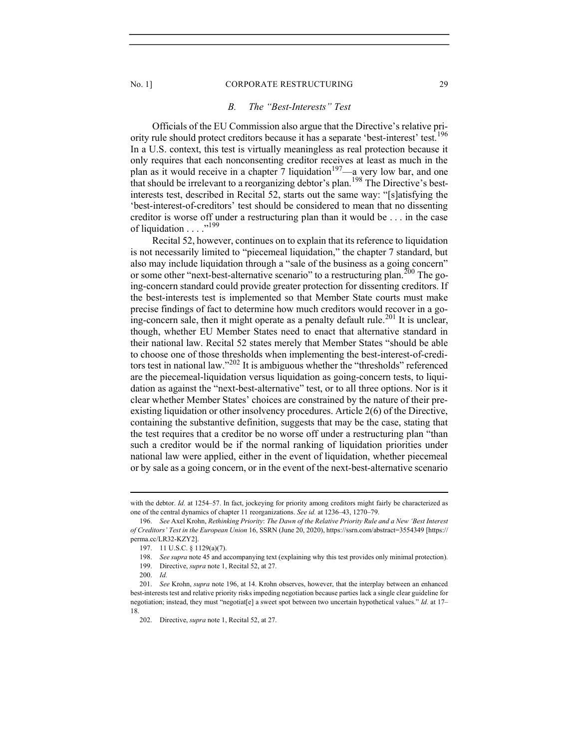### *B. The "Best-Interests" Test*

Officials of the EU Commission also argue that the Directive's relative priority rule should protect creditors because it has a separate 'best-interest' test.[196] In a U.S. context, this test is virtually meaningless as real protection because it only requires that each nonconsenting creditor receives at least as much in the plan as it would receive in a chapter 7 liquidation[197]—a very low bar, and one that should be irrelevant to a reorganizing debtor's plan.[198] The Directive's best-interests test, described in Recital 52, starts out the same way: "[s]atisfying the 'best-interest-of-creditors' test should be considered to mean that no dissenting creditor is worse off under a restructuring plan than it would be . . . in the case of liquidation . . . ."[199]

Recital 52, however, continues on to explain that its reference to liquidation is not necessarily limited to "piecemeal liquidation," the chapter 7 standard, but also may include liquidation through a "sale of the business as a going concern" or some other "next-best-alternative scenario" to a restructuring plan.[200] The going-concern standard could provide greater protection for dissenting creditors. If the best-interests test is implemented so that Member State courts must make precise findings of fact to determine how much creditors would recover in a going-concern sale, then it might operate as a penalty default rule.[201] It is unclear, though, whether EU Member States need to enact that alternative standard in their national law. Recital 52 states merely that Member States "should be able to choose one of those thresholds when implementing the best-interest-of-creditors test in national law."[202] It is ambiguous whether the "thresholds" referenced are the piecemeal-liquidation versus liquidation as going-concern tests, to liquidation as against the "next-best-alternative" test, or to all three options. Nor is it clear whether Member States' choices are constrained by the nature of their preexisting liquidation or other insolvency procedures. Article 2(6) of the Directive, containing the substantive definition, suggests that may be the case, stating that the test requires that a creditor be no worse off under a restructuring plan "than such a creditor would be if the normal ranking of liquidation priorities under national law were applied, either in the event of liquidation, whether piecemeal or by sale as a going concern, or in the event of the next-best-alternative scenario

---

with the debtor. *Id.* at 1254–57. In fact, jockeying for priority among creditors might fairly be characterized as one of the central dynamics of chapter 11 reorganizations. *See id.* at 1236–43, 1270–79.

196. *See* Axel Krohn, *Rethinking Priority*: *The Dawn of the Relative Priority Rule and a New 'Best Interest of Creditors' Test in the European Union* 16, SSRN (June 20, 2020), https://ssrn.com/abstract=3554349 [https://perma.cc/LR32-KZY2].

197. 11 U.S.C. § 1129(a)(7).

198. *See supra* note 45 and accompanying text (explaining why this test provides only minimal protection).

199. Directive, *supra* note 1, Recital 52, at 27.

200. *Id.*

201. *See* Krohn, *supra* note 196, at 14. Krohn observes, however, that the interplay between an enhanced best-interests test and relative priority risks impeding negotiation because parties lack a single clear guideline for negotiation; instead, they must "negotiat[e] a sweet spot between two uncertain hypothetical values." *Id.* at 17–18.

202. Directive, *supra* note 1, Recital 52, at 27.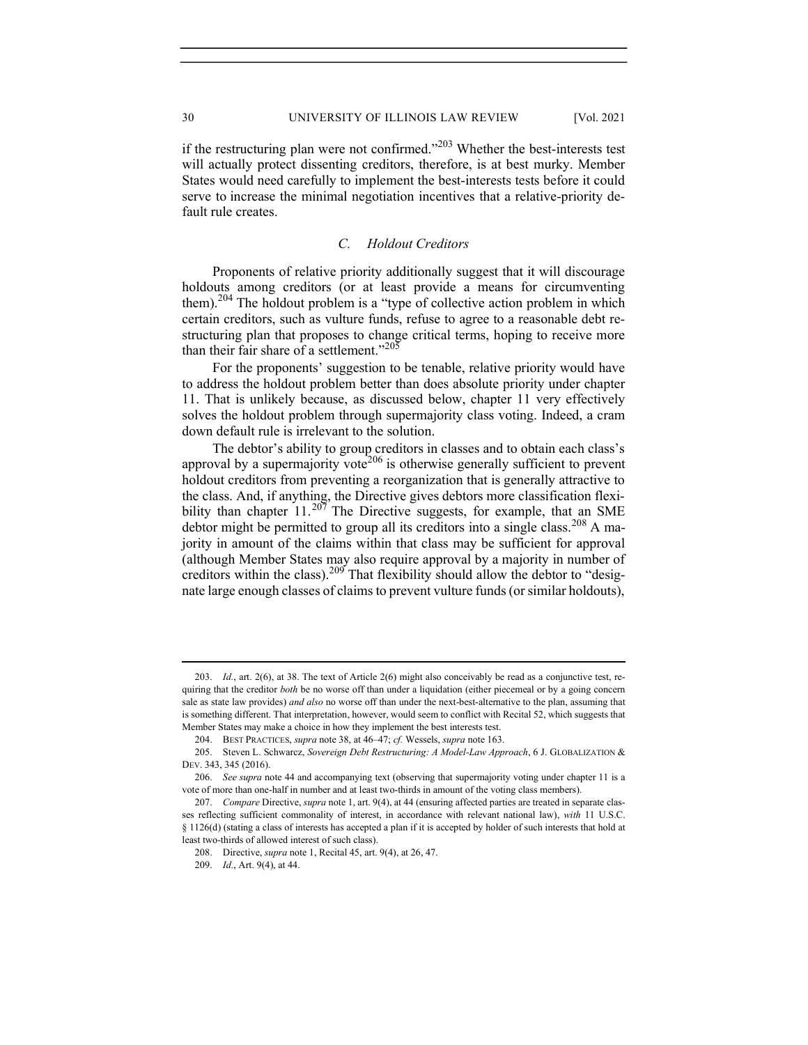if the restructuring plan were not confirmed."[203] Whether the best-interests test will actually protect dissenting creditors, therefore, is at best murky. Member States would need carefully to implement the best-interests tests before it could serve to increase the minimal negotiation incentives that a relative-priority default rule creates.

### C. Holdout Creditors

Proponents of relative priority additionally suggest that it will discourage holdouts among creditors (or at least provide a means for circumventing them).[204] The holdout problem is a "type of collective action problem in which certain creditors, such as vulture funds, refuse to agree to a reasonable debt restructuring plan that proposes to change critical terms, hoping to receive more than their fair share of a settlement."[205]

For the proponents' suggestion to be tenable, relative priority would have to address the holdout problem better than does absolute priority under chapter 11. That is unlikely because, as discussed below, chapter 11 very effectively solves the holdout problem through supermajority class voting. Indeed, a cram down default rule is irrelevant to the solution.

The debtor's ability to group creditors in classes and to obtain each class's approval by a supermajority vote[206] is otherwise generally sufficient to prevent holdout creditors from preventing a reorganization that is generally attractive to the class. And, if anything, the Directive gives debtors more classification flexibility than chapter 11.[207] The Directive suggests, for example, that an SME debtor might be permitted to group all its creditors into a single class.[208] A majority in amount of the claims within that class may be sufficient for approval (although Member States may also require approval by a majority in number of creditors within the class).[209] That flexibility should allow the debtor to "designate large enough classes of claims to prevent vulture funds (or similar holdouts),

---

203. *Id.*, art. 2(6), at 38. The text of Article 2(6) might also conceivably be read as a conjunctive test, requiring that the creditor *both* be no worse off than under a liquidation (either piecemeal or by a going concern sale as state law provides) *and also* no worse off than under the next-best-alternative to the plan, assuming that is something different. That interpretation, however, would seem to conflict with Recital 52, which suggests that Member States may make a choice in how they implement the best interests test.

204. BEST PRACTICES, *supra* note 38, at 46–47; *cf.* Wessels, *supra* note 163.

205. Steven L. Schwarcz, *Sovereign Debt Restructuring: A Model-Law Approach*, 6 J. GLOBALIZATION & DEV. 343, 345 (2016).

206. *See supra* note 44 and accompanying text (observing that supermajority voting under chapter 11 is a vote of more than one-half in number and at least two-thirds in amount of the voting class members).

207. *Compare* Directive, *supra* note 1, art. 9(4), at 44 (ensuring affected parties are treated in separate classes reflecting sufficient commonality of interest, in accordance with relevant national law), *with* 11 U.S.C. § 1126(d) (stating a class of interests has accepted a plan if it is accepted by holder of such interests that hold at least two-thirds of allowed interest of such class).

208. Directive, *supra* note 1, Recital 45, art. 9(4), at 26, 47.

209. *Id.*, Art. 9(4), at 44.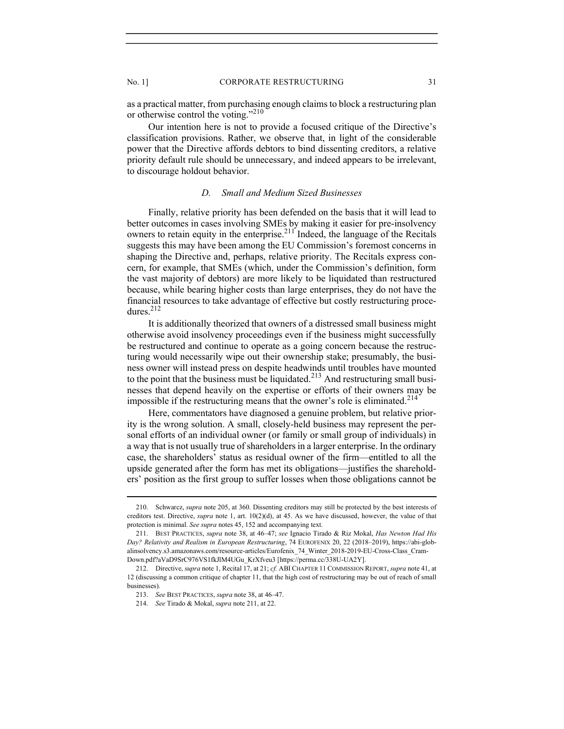as a practical matter, from purchasing enough claims to block a restructuring plan or otherwise control the voting."[210]

Our intention here is not to provide a focused critique of the Directive's classification provisions. Rather, we observe that, in light of the considerable power that the Directive affords debtors to bind dissenting creditors, a relative priority default rule should be unnecessary, and indeed appears to be irrelevant, to discourage holdout behavior.

### *D. Small and Medium Sized Businesses*

Finally, relative priority has been defended on the basis that it will lead to better outcomes in cases involving SMEs by making it easier for pre-insolvency owners to retain equity in the enterprise.[211] Indeed, the language of the Recitals suggests this may have been among the EU Commission's foremost concerns in shaping the Directive and, perhaps, relative priority. The Recitals express concern, for example, that SMEs (which, under the Commission's definition, form the vast majority of debtors) are more likely to be liquidated than restructured because, while bearing higher costs than large enterprises, they do not have the financial resources to take advantage of effective but costly restructuring procedures.[212]

It is additionally theorized that owners of a distressed small business might otherwise avoid insolvency proceedings even if the business might successfully be restructured and continue to operate as a going concern because the restructuring would necessarily wipe out their ownership stake; presumably, the business owner will instead press on despite headwinds until troubles have mounted to the point that the business must be liquidated.[213] And restructuring small businesses that depend heavily on the expertise or efforts of their owners may be impossible if the restructuring means that the owner's role is eliminated.[214]

Here, commentators have diagnosed a genuine problem, but relative priority is the wrong solution. A small, closely-held business may represent the personal efforts of an individual owner (or family or small group of individuals) in a way that is not usually true of shareholders in a larger enterprise. In the ordinary case, the shareholders' status as residual owner of the firm—entitled to all the upside generated after the form has met its obligations—justifies the shareholders' position as the first group to suffer losses when those obligations cannot be

---

210. Schwarcz, *supra* note 205, at 360. Dissenting creditors may still be protected by the best interests of creditors test. Directive, *supra* note 1, art. 10(2)(d), at 45. As we have discussed, however, the value of that protection is minimal. *See supra* notes 45, 152 and accompanying text.

211. BEST PRACTICES, *supra* note 38, at 46–47; *see* Ignacio Tirado & Riz Mokal, *Has Newton Had His Day? Relativity and Realism in European Restructuring*, 74 EUROFENIX 20, 22 (2018–2019), https://abi-globalinsolvency.s3.amazonaws.com/resource-articles/Eurofenix_74_Winter_2018-2019-EU-Cross-Class_Cram-Down.pdf?aVaD9SrC976VS1fkJlM4UGu_KrXfveu3 [https://perma.cc/338U-UA2Y].

212. Directive, *supra* note 1, Recital 17, at 21; *cf.* ABI CHAPTER 11 COMMISSION REPORT, *supra* note 41, at 12 (discussing a common critique of chapter 11, that the high cost of restructuring may be out of reach of small businesses).

213. *See* BEST PRACTICES, *supra* note 38, at 46–47.

214. *See* Tirado & Mokal, *supra* note 211, at 22.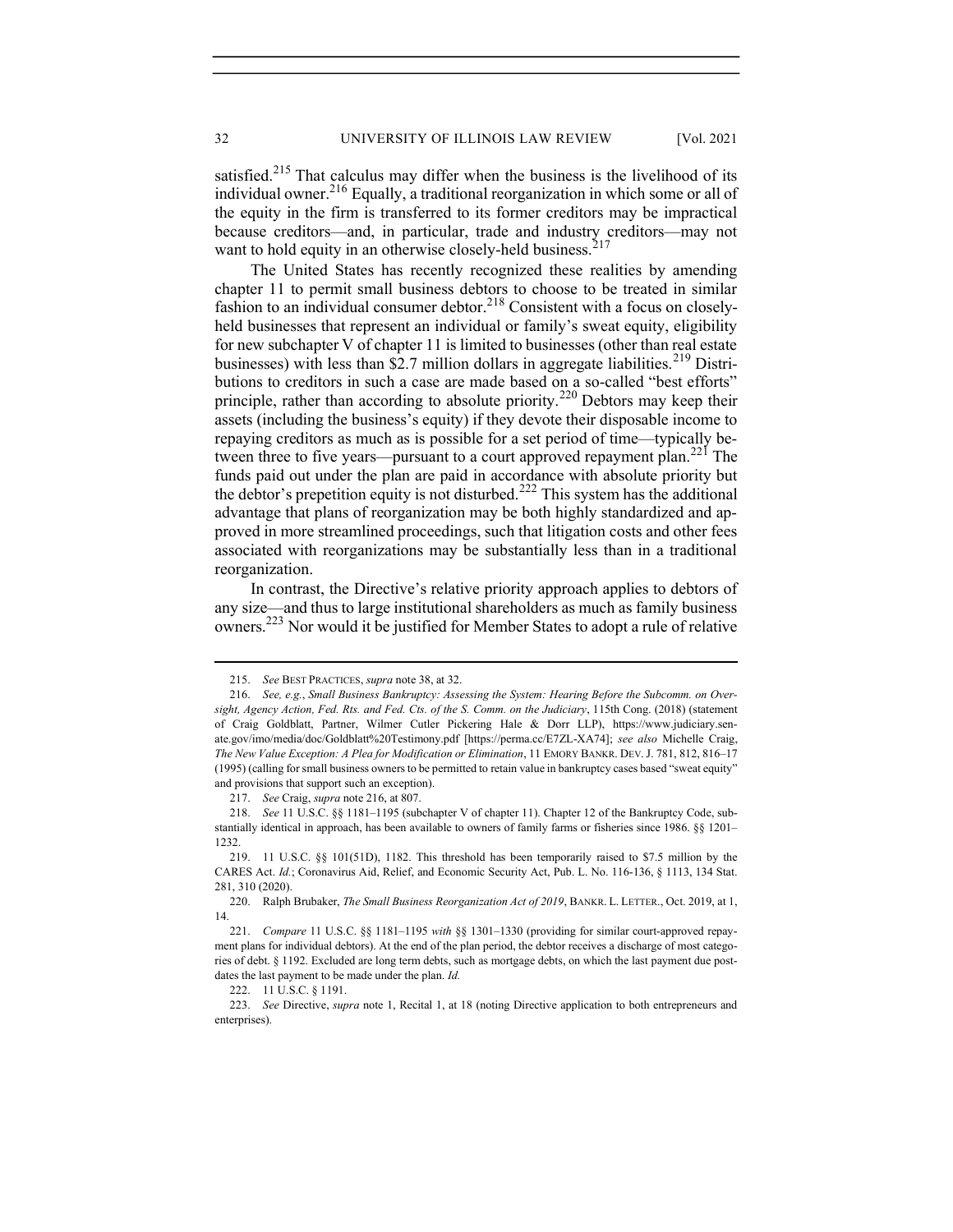satisfied.[215] That calculus may differ when the business is the livelihood of its individual owner.[216] Equally, a traditional reorganization in which some or all of the equity in the firm is transferred to its former creditors may be impractical because creditors—and, in particular, trade and industry creditors—may not want to hold equity in an otherwise closely-held business.[217]

The United States has recently recognized these realities by amending chapter 11 to permit small business debtors to choose to be treated in similar fashion to an individual consumer debtor.[218] Consistent with a focus on closely-held businesses that represent an individual or family's sweat equity, eligibility for new subchapter V of chapter 11 is limited to businesses (other than real estate businesses) with less than $2.7 million dollars in aggregate liabilities.[219] Distributions to creditors in such a case are made based on a so-called "best efforts" principle, rather than according to absolute priority.[220] Debtors may keep their assets (including the business's equity) if they devote their disposable income to repaying creditors as much as is possible for a set period of time—typically between three to five years—pursuant to a court approved repayment plan.[221] The funds paid out under the plan are paid in accordance with absolute priority but the debtor's prepetition equity is not disturbed.[222] This system has the additional advantage that plans of reorganization may be both highly standardized and approved in more streamlined proceedings, such that litigation costs and other fees associated with reorganizations may be substantially less than in a traditional reorganization.

In contrast, the Directive's relative priority approach applies to debtors of any size—and thus to large institutional shareholders as much as family business owners.[223] Nor would it be justified for Member States to adopt a rule of relative

---

215. *See* BEST PRACTICES, *supra* note 38, at 32.

216. *See, e.g.*, *Small Business Bankruptcy: Assessing the System: Hearing Before the Subcomm. on Oversight, Agency Action, Fed. Rts. and Fed. Cts. of the S. Comm. on the Judiciary*, 115th Cong. (2018) (statement of Craig Goldblatt, Partner, Wilmer Cutler Pickering Hale & Dorr LLP), https://www.judiciary.senate.gov/imo/media/doc/Goldblatt%20Testimony.pdf [https://perma.cc/E7ZL-XA74]; *see also* Michelle Craig, *The New Value Exception: A Plea for Modification or Elimination*, 11 EMORY BANKR. DEV. J. 781, 812, 816–17 (1995) (calling for small business owners to be permitted to retain value in bankruptcy cases based "sweat equity" and provisions that support such an exception).

217. *See* Craig, *supra* note 216, at 807.

218. *See* 11 U.S.C. §§ 1181–1195 (subchapter V of chapter 11). Chapter 12 of the Bankruptcy Code, substantially identical in approach, has been available to owners of family farms or fisheries since 1986. §§ 1201–1232.

219. 11 U.S.C. §§ 101(51D), 1182. This threshold has been temporarily raised to $7.5 million by the CARES Act. *Id.*; Coronavirus Aid, Relief, and Economic Security Act, Pub. L. No. 116-136, § 1113, 134 Stat. 281, 310 (2020).

220. Ralph Brubaker, *The Small Business Reorganization Act of 2019*, BANKR. L. LETTER., Oct. 2019, at 1, 14.

221. *Compare* 11 U.S.C. §§ 1181–1195 *with* §§ 1301–1330 (providing for similar court-approved repayment plans for individual debtors). At the end of the plan period, the debtor receives a discharge of most categories of debt. § 1192. Excluded are long term debts, such as mortgage debts, on which the last payment due postdates the last payment to be made under the plan. *Id.*

222. 11 U.S.C. § 1191.

223. *See* Directive, *supra* note 1, Recital 1, at 18 (noting Directive application to both entrepreneurs and enterprises).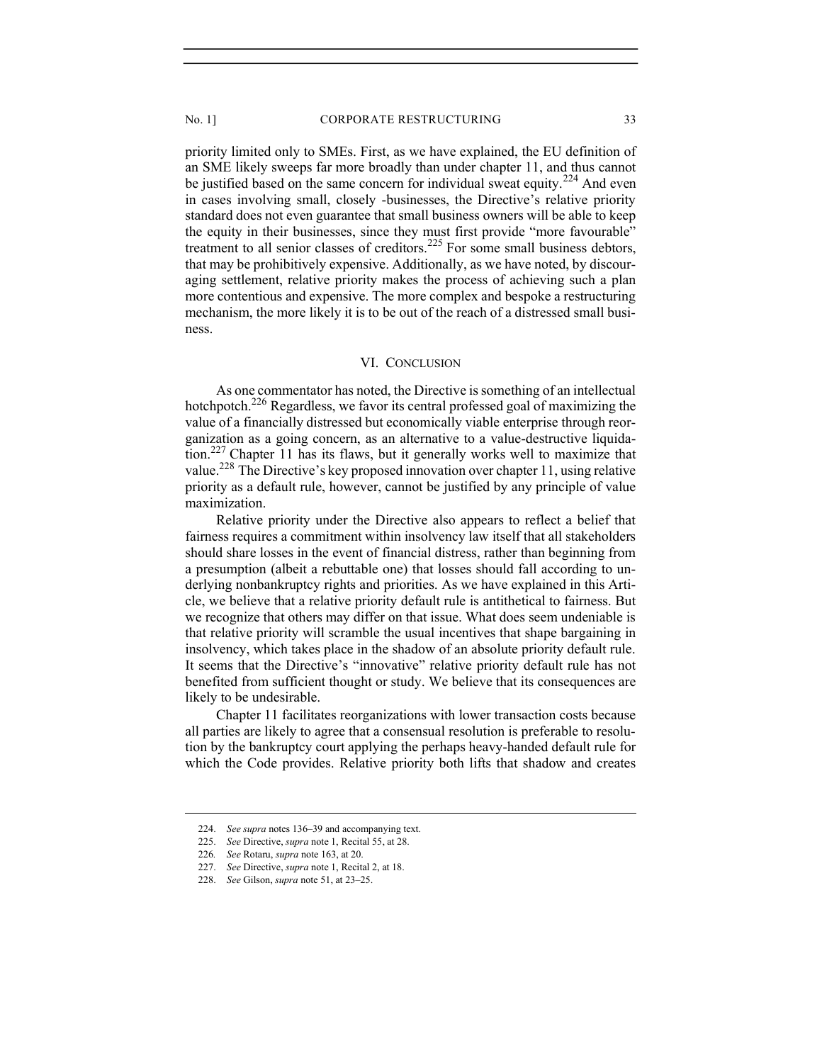priority limited only to SMEs. First, as we have explained, the EU definition of an SME likely sweeps far more broadly than under chapter 11, and thus cannot be justified based on the same concern for individual sweat equity.[224] And even in cases involving small, closely -businesses, the Directive's relative priority standard does not even guarantee that small business owners will be able to keep the equity in their businesses, since they must first provide "more favourable" treatment to all senior classes of creditors.[225] For some small business debtors, that may be prohibitively expensive. Additionally, as we have noted, by discouraging settlement, relative priority makes the process of achieving such a plan more contentious and expensive. The more complex and bespoke a restructuring mechanism, the more likely it is to be out of the reach of a distressed small business.

## VI. CONCLUSION

As one commentator has noted, the Directive is something of an intellectual hotchpotch.[226] Regardless, we favor its central professed goal of maximizing the value of a financially distressed but economically viable enterprise through reorganization as a going concern, as an alternative to a value-destructive liquidation.[227] Chapter 11 has its flaws, but it generally works well to maximize that value.[228] The Directive's key proposed innovation over chapter 11, using relative priority as a default rule, however, cannot be justified by any principle of value maximization.

Relative priority under the Directive also appears to reflect a belief that fairness requires a commitment within insolvency law itself that all stakeholders should share losses in the event of financial distress, rather than beginning from a presumption (albeit a rebuttable one) that losses should fall according to underlying nonbankruptcy rights and priorities. As we have explained in this Article, we believe that a relative priority default rule is antithetical to fairness. But we recognize that others may differ on that issue. What does seem undeniable is that relative priority will scramble the usual incentives that shape bargaining in insolvency, which takes place in the shadow of an absolute priority default rule. It seems that the Directive's "innovative" relative priority default rule has not benefited from sufficient thought or study. We believe that its consequences are likely to be undesirable.

Chapter 11 facilitates reorganizations with lower transaction costs because all parties are likely to agree that a consensual resolution is preferable to resolution by the bankruptcy court applying the perhaps heavy-handed default rule for which the Code provides. Relative priority both lifts that shadow and creates

---

224. *See supra* notes 136–39 and accompanying text.

225. *See* Directive, *supra* note 1, Recital 55, at 28.

226. *See* Rotaru, *supra* note 163, at 20.

227. *See* Directive, *supra* note 1, Recital 2, at 18.

228. *See* Gilson, *supra* note 51, at 23–25.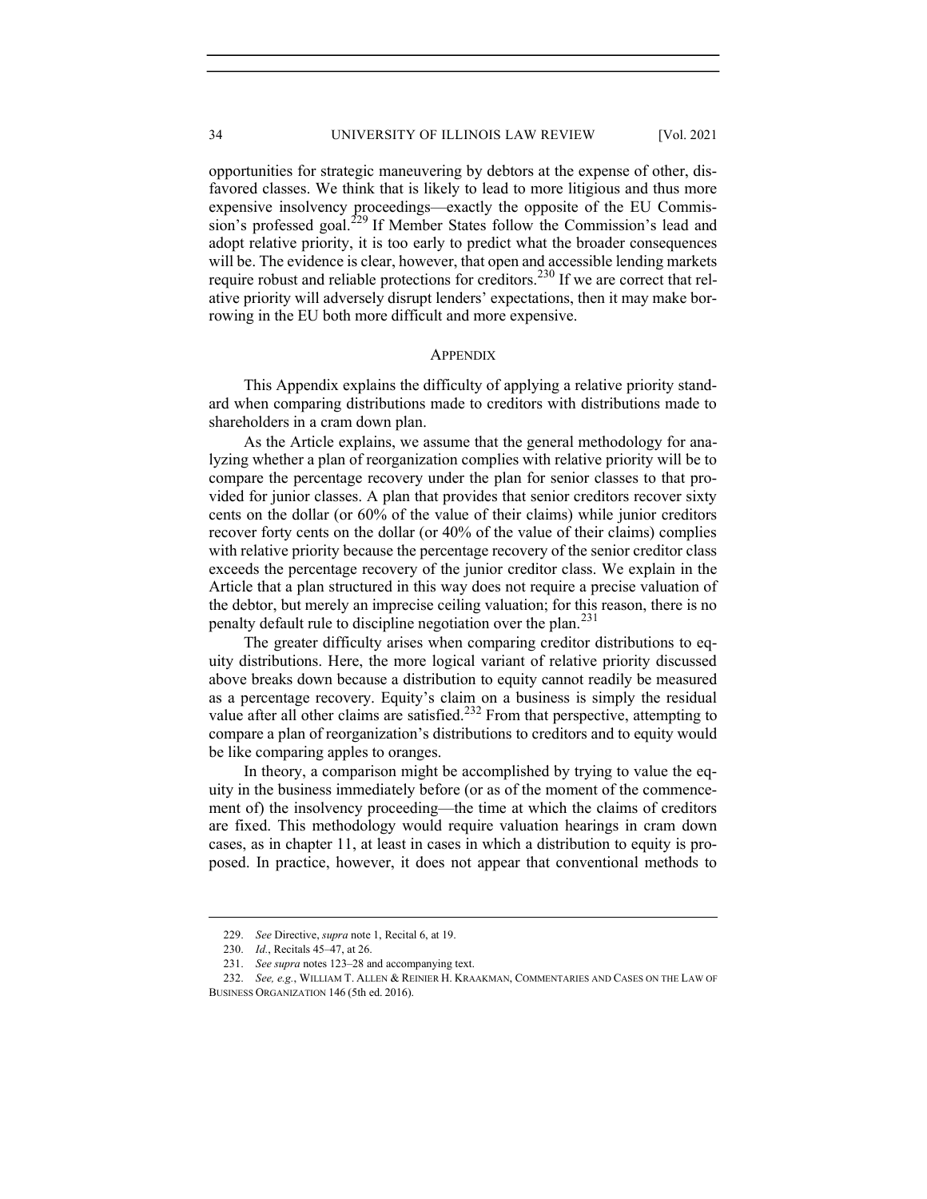opportunities for strategic maneuvering by debtors at the expense of other, disfavored classes. We think that is likely to lead to more litigious and thus more expensive insolvency proceedings—exactly the opposite of the EU Commission's professed goal.[229] If Member States follow the Commission's lead and adopt relative priority, it is too early to predict what the broader consequences will be. The evidence is clear, however, that open and accessible lending markets require robust and reliable protections for creditors.[230] If we are correct that relative priority will adversely disrupt lenders' expectations, then it may make borrowing in the EU both more difficult and more expensive.

## APPENDIX

This Appendix explains the difficulty of applying a relative priority standard when comparing distributions made to creditors with distributions made to shareholders in a cram down plan.

As the Article explains, we assume that the general methodology for analyzing whether a plan of reorganization complies with relative priority will be to compare the percentage recovery under the plan for senior classes to that provided for junior classes. A plan that provides that senior creditors recover sixty cents on the dollar (or 60% of the value of their claims) while junior creditors recover forty cents on the dollar (or 40% of the value of their claims) complies with relative priority because the percentage recovery of the senior creditor class exceeds the percentage recovery of the junior creditor class. We explain in the Article that a plan structured in this way does not require a precise valuation of the debtor, but merely an imprecise ceiling valuation; for this reason, there is no penalty default rule to discipline negotiation over the plan.[231]

The greater difficulty arises when comparing creditor distributions to equity distributions. Here, the more logical variant of relative priority discussed above breaks down because a distribution to equity cannot readily be measured as a percentage recovery. Equity's claim on a business is simply the residual value after all other claims are satisfied.[232] From that perspective, attempting to compare a plan of reorganization's distributions to creditors and to equity would be like comparing apples to oranges.

In theory, a comparison might be accomplished by trying to value the equity in the business immediately before (or as of the moment of the commencement of) the insolvency proceeding—the time at which the claims of creditors are fixed. This methodology would require valuation hearings in cram down cases, as in chapter 11, at least in cases in which a distribution to equity is proposed. In practice, however, it does not appear that conventional methods to

---

229. *See* Directive, *supra* note 1, Recital 6, at 19.

230. *Id.*, Recitals 45–47, at 26.

231. *See supra* notes 123–28 and accompanying text.

232. *See, e.g.*, WILLIAM T. ALLEN & REINIER H. KRAAKMAN, COMMENTARIES AND CASES ON THE LAW OF BUSINESS ORGANIZATION 146 (5th ed. 2016).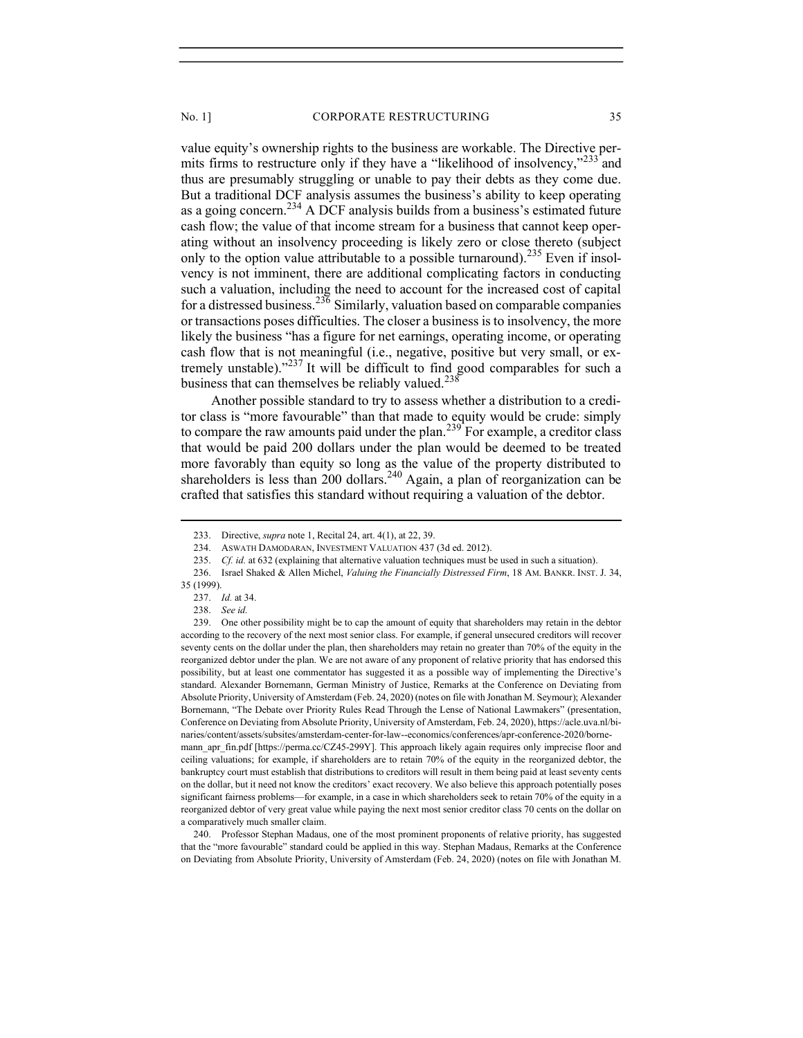value equity's ownership rights to the business are workable. The Directive permits firms to restructure only if they have a "likelihood of insolvency,"[233] and thus are presumably struggling or unable to pay their debts as they come due. But a traditional DCF analysis assumes the business's ability to keep operating as a going concern.[234] A DCF analysis builds from a business's estimated future cash flow; the value of that income stream for a business that cannot keep operating without an insolvency proceeding is likely zero or close thereto (subject only to the option value attributable to a possible turnaround).[235] Even if insolvency is not imminent, there are additional complicating factors in conducting such a valuation, including the need to account for the increased cost of capital for a distressed business.[236] Similarly, valuation based on comparable companies or transactions poses difficulties. The closer a business is to insolvency, the more likely the business "has a figure for net earnings, operating income, or operating cash flow that is not meaningful (i.e., negative, positive but very small, or extremely unstable)."[237] It will be difficult to find good comparables for such a business that can themselves be reliably valued.[238]

Another possible standard to try to assess whether a distribution to a creditor class is "more favourable" than that made to equity would be crude: simply to compare the raw amounts paid under the plan.[239] For example, a creditor class that would be paid 200 dollars under the plan would be deemed to be treated more favorably than equity so long as the value of the property distributed to shareholders is less than 200 dollars.[240] Again, a plan of reorganization can be crafted that satisfies this standard without requiring a valuation of the debtor.

---

233. Directive, *supra* note 1, Recital 24, art. 4(1), at 22, 39.

234. ASWATH DAMODARAN, INVESTMENT VALUATION 437 (3d ed. 2012).

235. *Cf. id.* at 632 (explaining that alternative valuation techniques must be used in such a situation).

236. Israel Shaked & Allen Michel, *Valuing the Financially Distressed Firm*, 18 AM. BANKR. INST. J. 34, 35 (1999).

237. *Id.* at 34.

238. *See id.*

239. One other possibility might be to cap the amount of equity that shareholders may retain in the debtor according to the recovery of the next most senior class. For example, if general unsecured creditors will recover seventy cents on the dollar under the plan, then shareholders may retain no greater than 70% of the equity in the reorganized debtor under the plan. We are not aware of any proponent of relative priority that has endorsed this possibility, but at least one commentator has suggested it as a possible way of implementing the Directive's standard. Alexander Bornemann, German Ministry of Justice, Remarks at the Conference on Deviating from Absolute Priority, University of Amsterdam (Feb. 24, 2020) (notes on file with Jonathan M. Seymour); Alexander Bornemann, "The Debate over Priority Rules Read Through the Lense of National Lawmakers" (presentation, Conference on Deviating from Absolute Priority, University of Amsterdam, Feb. 24, 2020), https://acle.uva.nl/binaries/content/assets/subsites/amsterdam-center-for-law--economics/conferences/apr-conference-2020/bornemann_apr_fin.pdf [https://perma.cc/CZ45-299Y]. This approach likely again requires only imprecise floor and ceiling valuations; for example, if shareholders are to retain 70% of the equity in the reorganized debtor, the bankruptcy court must establish that distributions to creditors will result in them being paid at least seventy cents on the dollar, but it need not know the creditors' exact recovery. We also believe this approach potentially poses significant fairness problems—for example, in a case in which shareholders seek to retain 70% of the equity in a reorganized debtor of very great value while paying the next most senior creditor class 70 cents on the dollar on a comparatively much smaller claim.

240. Professor Stephan Madaus, one of the most prominent proponents of relative priority, has suggested that the "more favourable" standard could be applied in this way. Stephan Madaus, Remarks at the Conference on Deviating from Absolute Priority, University of Amsterdam (Feb. 24, 2020) (notes on file with Jonathan M.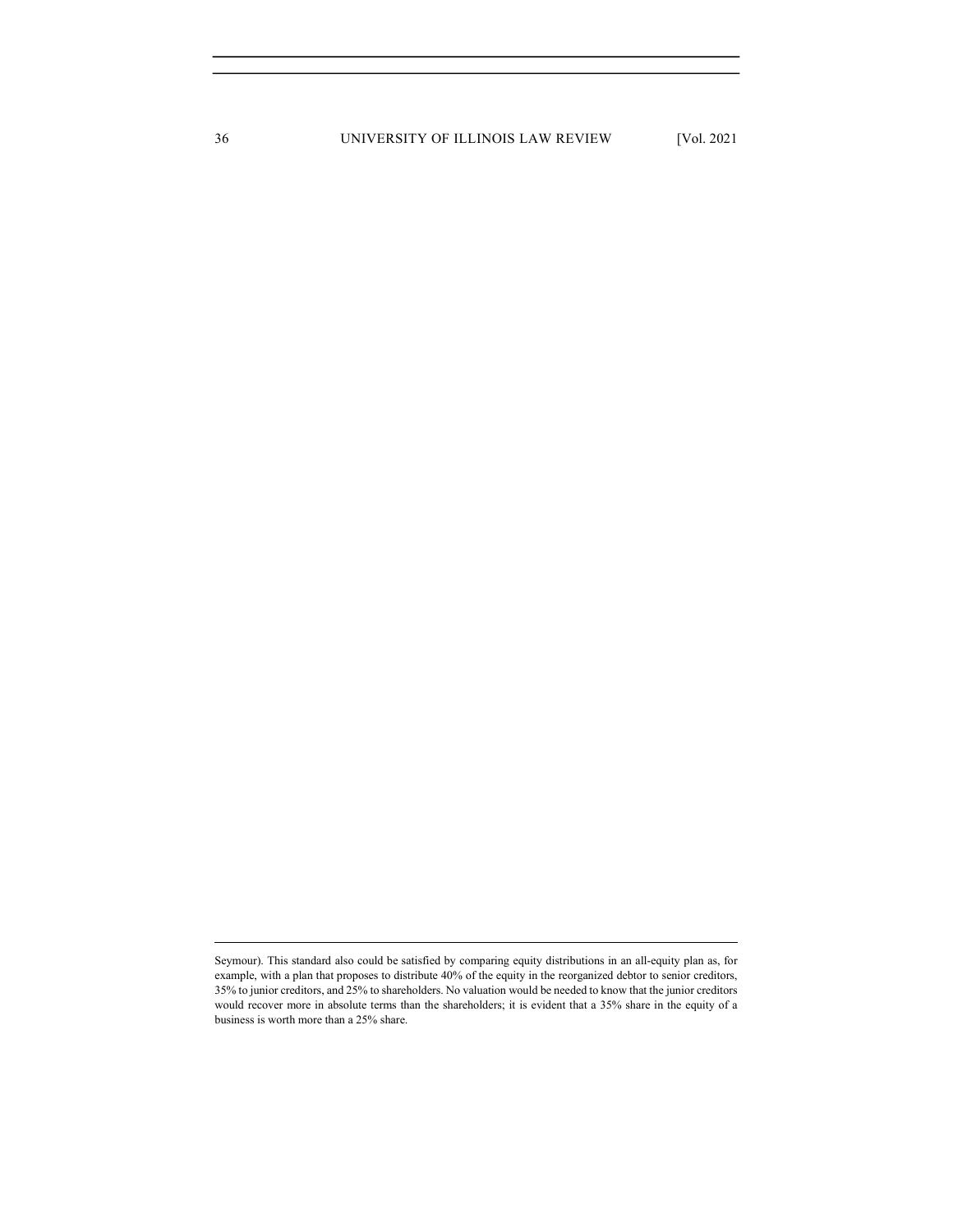Seymour). This standard also could be satisfied by comparing equity distributions in an all-equity plan as, for example, with a plan that proposes to distribute 40% of the equity in the reorganized debtor to senior creditors, 35% to junior creditors, and 25% to shareholders. No valuation would be needed to know that the junior creditors would recover more in absolute terms than the shareholders; it is evident that a 35% share in the equity of a business is worth more than a 25% share.